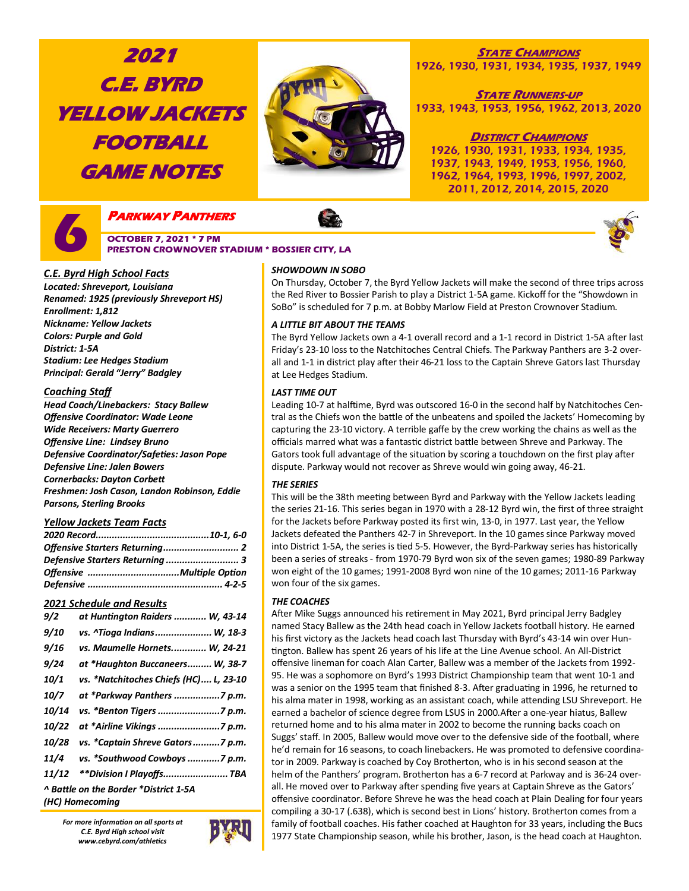# 2021 C.E. BYRD YELLOW JACKETS FOOTBALL GAME NOTES

**STATE CHAMPIONS**
1926, 1930, 1931, 1934, 1935, 1937, 1949

**STATE RUNNERS-UP**
1933, 1943, 1953, 1956, 1962, 2013, 2020

**DISTRICT CHAMPIONS**
1926, 1930, 1931, 1933, 1934, 1935, 1937, 1943, 1949, 1953, 1956, 1960, 1962, 1964, 1993, 1996, 1997, 2002, 2011, 2012, 2014, 2015, 2020

## 6 PARKWAY PANTHERS

**OCTOBER 7, 2021 * 7 PM**
**PRESTON CROWNOVER STADIUM * BOSSIER CITY, LA**

### C.E. Byrd High School Facts

*Located: Shreveport, Louisiana*
*Renamed: 1925 (previously Shreveport HS)*
*Enrollment: 1,812*
*Nickname: Yellow Jackets*
*Colors: Purple and Gold*
*District: 1-5A*
*Stadium: Lee Hedges Stadium*
*Principal: Gerald "Jerry" Badgley*

### Coaching Staff

*Head Coach/Linebackers: Stacy Ballew*
*Offensive Coordinator: Wade Leone*
*Wide Receivers: Marty Guerrero*
*Offensive Line: Lindsey Bruno*
*Defensive Coordinator/Safeties: Jason Pope*
*Defensive Line: Jalen Bowers*
*Cornerbacks: Dayton Corbett*
*Freshmen: Josh Cason, Landon Robinson, Eddie Parsons, Sterling Brooks*

### Yellow Jackets Team Facts

| | |
|---|---|
| 2020 Record | 10-1, 6-0 |
| Offensive Starters Returning | 2 |
| Defensive Starters Returning | 3 |
| Offensive | Multiple Option |
| Defensive | 4-2-5 |

### 2021 Schedule and Results

| | | |
|---|---|---|
| 9/2 | at Huntington Raiders | W, 43-14 |
| 9/10 | vs. ^Tioga Indians | W, 18-3 |
| 9/16 | vs. Maumelle Hornets | W, 24-21 |
| 9/24 | at *Haughton Buccaneers | W, 38-7 |
| 10/1 | vs. *Natchitoches Chiefs (HC) | L, 23-10 |
| 10/7 | at *Parkway Panthers | 7 p.m. |
| 10/14 | vs. *Benton Tigers | 7 p.m. |
| 10/22 | at *Airline Vikings | 7 p.m. |
| 10/28 | vs. *Captain Shreve Gators | 7 p.m. |
| 11/4 | vs. *Southwood Cowboys | 7 p.m. |
| 11/12 | **Division I Playoffs | TBA |

*^ Battle on the Border *District 1-5A*
*(HC) Homecoming*

*For more information on all sports at C.E. Byrd High school visit www.cebyrd.com/athletics*

#### SHOWDOWN IN SOBO

On Thursday, October 7, the Byrd Yellow Jackets will make the second of three trips across the Red River to Bossier Parish to play a District 1-5A game. Kickoff for the "Showdown in SoBo" is scheduled for 7 p.m. at Bobby Marlow Field at Preston Crownover Stadium.

#### A LITTLE BIT ABOUT THE TEAMS

The Byrd Yellow Jackets own a 4-1 overall record and a 1-1 record in District 1-5A after last Friday's 23-10 loss to the Natchitoches Central Chiefs. The Parkway Panthers are 3-2 overall and 1-1 in district play after their 46-21 loss to the Captain Shreve Gators last Thursday at Lee Hedges Stadium.

#### LAST TIME OUT

Leading 10-7 at halftime, Byrd was outscored 16-0 in the second half by Natchitoches Central as the Chiefs won the battle of the unbeatens and spoiled the Jackets' Homecoming by capturing the 23-10 victory. A terrible gaffe by the crew working the chains as well as the officials marred what was a fantastic district battle between Shreve and Parkway. The Gators took full advantage of the situation by scoring a touchdown on the first play after dispute. Parkway would not recover as Shreve would win going away, 46-21.

#### THE SERIES

This will be the 38th meeting between Byrd and Parkway with the Yellow Jackets leading the series 21-16. This series began in 1970 with a 28-12 Byrd win, the first of three straight for the Jackets before Parkway posted its first win, 13-0, in 1977. Last year, the Yellow Jackets defeated the Panthers 42-7 in Shreveport. In the 10 games since Parkway moved into District 1-5A, the series is tied 5-5. However, the Byrd-Parkway series has historically been a series of streaks - from 1970-79 Byrd won six of the seven games; 1980-89 Parkway won eight of the 10 games; 1991-2008 Byrd won nine of the 10 games; 2011-16 Parkway won four of the six games.

#### THE COACHES

After Mike Suggs announced his retirement in May 2021, Byrd principal Jerry Badgley named Stacy Ballew as the 24th head coach in Yellow Jackets football history. He earned his first victory as the Jackets head coach last Thursday with Byrd's 43-14 win over Huntington. Ballew has spent 26 years of his life at the Line Avenue school. An All-District offensive lineman for coach Alan Carter, Ballew was a member of the Jackets from 1992-95. He was a sophomore on Byrd's 1993 District Championship team that went 10-1 and was a senior on the 1995 team that finished 8-3. After graduating in 1996, he returned to his alma mater in 1998, working as an assistant coach, while attending LSU Shreveport. He earned a bachelor of science degree from LSUS in 2000.After a one-year hiatus, Ballew returned home and to his alma mater in 2002 to become the running backs coach on Suggs' staff. In 2005, Ballew would move over to the defensive side of the football, where he'd remain for 16 seasons, to coach linebackers. He was promoted to defensive coordinator in 2009. Parkway is coached by Coy Brotherton, who is in his second season at the helm of the Panthers' program. Brotherton has a 6-7 record at Parkway and is 36-24 overall. He moved over to Parkway after spending five years at Captain Shreve as the Gators' offensive coordinator. Before Shreve he was the head coach at Plain Dealing for four years compiling a 30-17 (.638), which is second best in Lions' history. Brotherton comes from a family of football coaches. His father coached at Haughton for 33 years, including the Bucs 1977 State Championship season, while his brother, Jason, is the head coach at Haughton.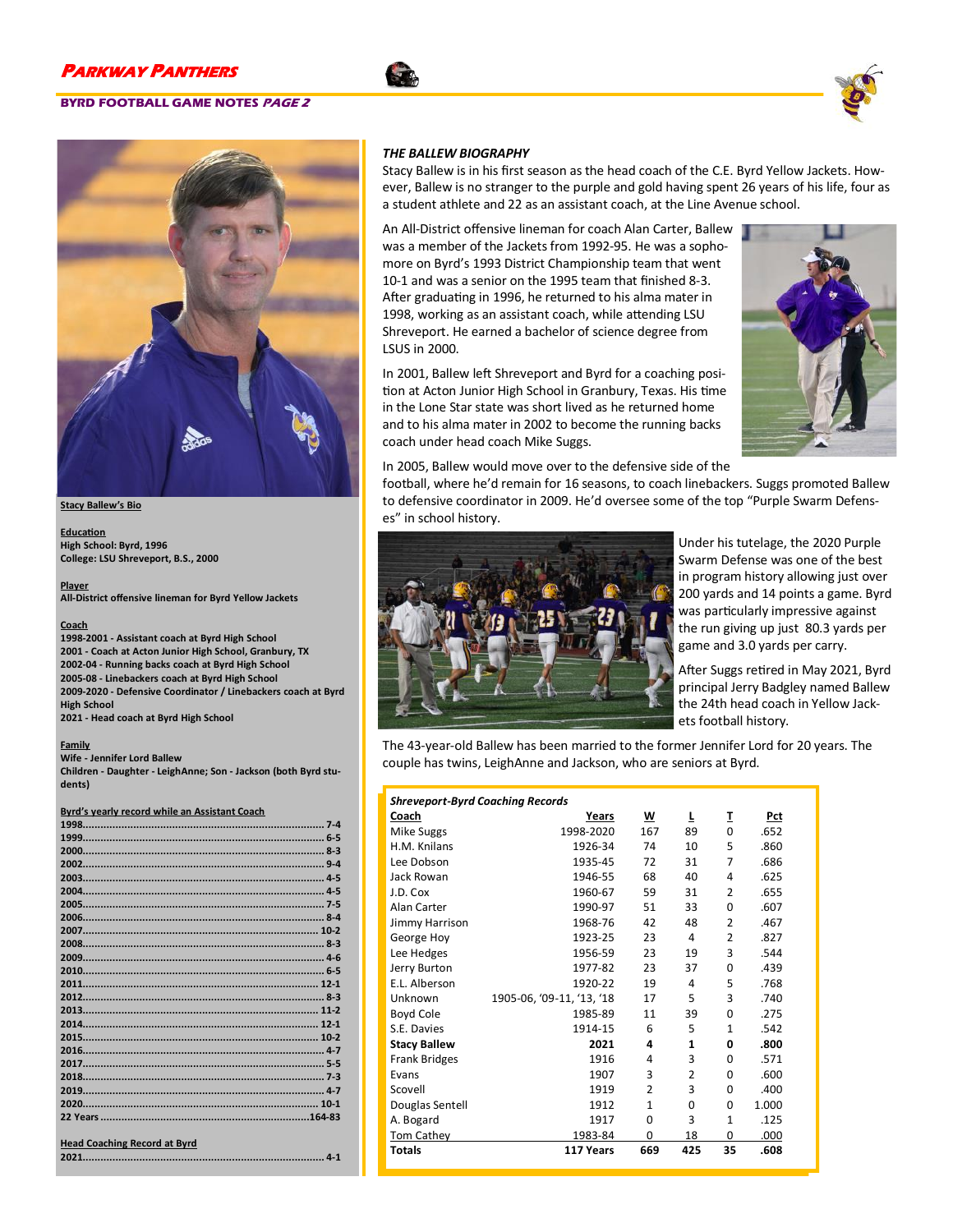## THE BALLEW BIOGRAPHY

Stacy Ballew is in his first season as the head coach of the C.E. Byrd Yellow Jackets. However, Ballew is no stranger to the purple and gold having spent 26 years of his life, four as a student athlete and 22 as an assistant coach, at the Line Avenue school.

An All-District offensive lineman for coach Alan Carter, Ballew was a member of the Jackets from 1992-95. He was a sophomore on Byrd's 1993 District Championship team that went 10-1 and was a senior on the 1995 team that finished 8-3. After graduating in 1996, he returned to his alma mater in 1998, working as an assistant coach, while attending LSU Shreveport. He earned a bachelor of science degree from LSUS in 2000.

In 2001, Ballew left Shreveport and Byrd for a coaching position at Acton Junior High School in Granbury, Texas. His time in the Lone Star state was short lived as he returned home and to his alma mater in 2002 to become the running backs coach under head coach Mike Suggs.

In 2005, Ballew would move over to the defensive side of the football, where he'd remain for 16 seasons, to coach linebackers. Suggs promoted Ballew to defensive coordinator in 2009. He'd oversee some of the top "Purple Swarm Defenses" in school history.

Under his tutelage, the 2020 Purple Swarm Defense was one of the best in program history allowing just over 200 yards and 14 points a game. Byrd was particularly impressive against the run giving up just 80.3 yards per game and 3.0 yards per carry.

After Suggs retired in May 2021, Byrd principal Jerry Badgley named Ballew the 24th head coach in Yellow Jackets football history.

The 43-year-old Ballew has been married to the former Jennifer Lord for 20 years. The couple has twins, LeighAnne and Jackson, who are seniors at Byrd.

### Shreveport-Byrd Coaching Records

| Coach | Years | W | L | T | Pct |
|---|---|---|---|---|---|
| Mike Suggs | 1998-2020 | 167 | 89 | 0 | .652 |
| H.M. Knilans | 1926-34 | 74 | 10 | 5 | .860 |
| Lee Dobson | 1935-45 | 72 | 31 | 7 | .686 |
| Jack Rowan | 1946-55 | 68 | 40 | 4 | .625 |
| J.D. Cox | 1960-67 | 59 | 31 | 2 | .655 |
| Alan Carter | 1990-97 | 51 | 33 | 0 | .607 |
| Jimmy Harrison | 1968-76 | 42 | 48 | 2 | .467 |
| George Hoy | 1923-25 | 23 | 4 | 2 | .827 |
| Lee Hedges | 1956-59 | 23 | 19 | 3 | .544 |
| Jerry Burton | 1977-82 | 23 | 37 | 0 | .439 |
| E.L. Alberson | 1920-22 | 19 | 4 | 5 | .768 |
| Unknown | 1905-06, '09-11, '13, '18 | 17 | 5 | 3 | .740 |
| Boyd Cole | 1985-89 | 11 | 39 | 0 | .275 |
| S.E. Davies | 1914-15 | 6 | 5 | 1 | .542 |
| **Stacy Ballew** | **2021** | **4** | **1** | **0** | **.800** |
| Frank Bridges | 1916 | 4 | 3 | 0 | .571 |
| Evans | 1907 | 3 | 2 | 0 | .600 |
| Scovell | 1919 | 2 | 3 | 0 | .400 |
| Douglas Sentell | 1912 | 1 | 0 | 0 | 1.000 |
| A. Bogard | 1917 | 0 | 3 | 1 | .125 |
| Tom Cathey | 1983-84 | 0 | 18 | 0 | .000 |
| **Totals** | **117 Years** | **669** | **425** | **35** | **.608** |

**Stacy Ballew's Bio**

**Education**
High School: Byrd, 1996
College: LSU Shreveport, B.S., 2000

**Player**
All-District offensive lineman for Byrd Yellow Jackets

**Coach**
1998-2001 - Assistant coach at Byrd High School
2001 - Coach at Acton Junior High School, Granbury, TX
2002-04 - Running backs coach at Byrd High School
2005-08 - Linebackers coach at Byrd High School
2009-2020 - Defensive Coordinator / Linebackers coach at Byrd High School
2021 - Head coach at Byrd High School

**Family**
Wife - Jennifer Lord Ballew
Children - Daughter - LeighAnne; Son - Jackson (both Byrd students)

**Byrd's yearly record while an Assistant Coach**

| | |
|---|---|
| 1998 | 7-4 |
| 1999 | 6-5 |
| 2000 | 8-3 |
| 2002 | 9-4 |
| 2003 | 4-5 |
| 2004 | 4-5 |
| 2005 | 7-5 |
| 2006 | 8-4 |
| 2007 | 10-2 |
| 2008 | 8-3 |
| 2009 | 4-6 |
| 2010 | 6-5 |
| 2011 | 12-1 |
| 2012 | 8-3 |
| 2013 | 11-2 |
| 2014 | 12-1 |
| 2015 | 10-2 |
| 2016 | 4-7 |
| 2017 | 5-5 |
| 2018 | 7-3 |
| 2019 | 4-7 |
| 2020 | 10-1 |
| 22 Years | 164-83 |

**Head Coaching Record at Byrd**

| | |
|---|---|
| 2021 | 4-1 |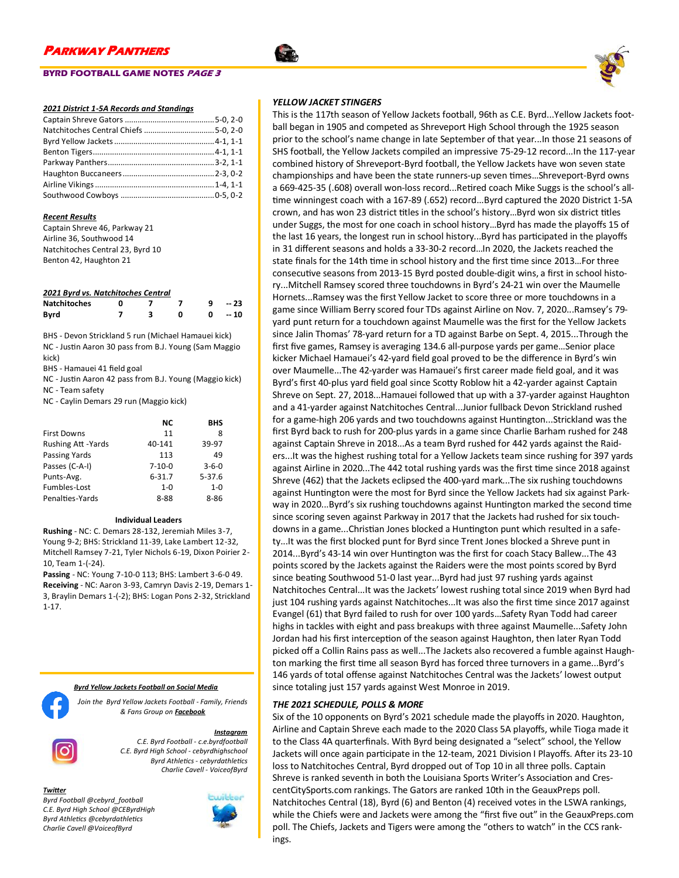## 2021 District 1-5A Records and Standings

| | |
|---|---|
| Captain Shreve Gators | 5-0, 2-0 |
| Natchitoches Central Chiefs | 5-0, 2-0 |
| Byrd Yellow Jackets | 4-1, 1-1 |
| Benton Tigers | 4-1, 1-1 |
| Parkway Panthers | 3-2, 1-1 |
| Haughton Buccaneers | 2-3, 0-2 |
| Airline Vikings | 1-4, 1-1 |
| Southwood Cowboys | 0-5, 0-2 |

## Recent Results

Captain Shreve 46, Parkway 21
Airline 36, Southwood 14
Natchitoches Central 23, Byrd 10
Benton 42, Haughton 21

## 2021 Byrd vs. Natchitoches Central

| | | | | | |
|---|---|---|---|---|---|
| **Natchitoches** | 0 | 7 | 7 | 9 | -- 23 |
| **Byrd** | 7 | 3 | 0 | 0 | -- 10 |

BHS - Devon Strickland 5 run (Michael Hamauei kick)
NC - Justin Aaron 30 pass from B.J. Young (Sam Maggio kick)
BHS - Hamauei 41 field goal
NC - Justin Aaron 42 pass from B.J. Young (Maggio kick)
NC - Team safety
NC - Caylin Demars 29 run (Maggio kick)

| | NC | BHS |
|---|---|---|
| First Downs | 11 | 8 |
| Rushing Att -Yards | 40-141 | 39-97 |
| Passing Yards | 113 | 49 |
| Passes (C-A-I) | 7-10-0 | 3-6-0 |
| Punts-Avg. | 6-31.7 | 5-37.6 |
| Fumbles-Lost | 1-0 | 1-0 |
| Penalties-Yards | 8-88 | 8-86 |

**Individual Leaders**

**Rushing** - NC: C. Demars 28-132, Jeremiah Miles 3-7, Young 9-2; BHS: Strickland 11-39, Lake Lambert 12-32, Mitchell Ramsey 7-21, Tyler Nichols 6-19, Dixon Poirier 2-10, Team 1-(-24).
**Passing** - NC: Young 7-10-0 113; BHS: Lambert 3-6-0 49.
**Receiving** - NC: Aaron 3-93, Camryn Davis 2-19, Demars 1-3, Braylin Demars 1-(-2); BHS: Logan Pons 2-32, Strickland 1-17.

## Byrd Yellow Jackets Football on Social Media

*Join the Byrd Yellow Jackets Football - Family, Friends & Fans Group on* ***Facebook***

***Instagram***
*C.E. Byrd Football - c.e.byrdfootball*
*C.E. Byrd High School - cebyrdhighschool*
*Byrd Athletics - cebyrdathletics*
*Charlie Cavell - VoiceofByrd*

***Twitter***
*Byrd Football @cebyrd_football*
*C.E. Byrd High School @CEByrdHigh*
*Byrd Athletics @cebyrdathletics*
*Charlie Cavell @VoiceofByrd*

## YELLOW JACKET STINGERS

This is the 117th season of Yellow Jackets football, 96th as C.E. Byrd...Yellow Jackets football began in 1905 and competed as Shreveport High School through the 1925 season prior to the school's name change in late September of that year...In those 21 seasons of SHS football, the Yellow Jackets compiled an impressive 75-29-12 record...In the 117-year combined history of Shreveport-Byrd football, the Yellow Jackets have won seven state championships and have been the state runners-up seven times...Shreveport-Byrd owns a 669-425-35 (.608) overall won-loss record...Retired coach Mike Suggs is the school's all-time winningest coach with a 167-89 (.652) record...Byrd captured the 2020 District 1-5A crown, and has won 23 district titles in the school's history...Byrd won six district titles under Suggs, the most for one coach in school history...Byrd has made the playoffs 15 of the last 16 years, the longest run in school history...Byrd has participated in the playoffs in 31 different seasons and holds a 33-30-2 record...In 2020, the Jackets reached the state finals for the 14th time in school history and the first time since 2013...For three consecutive seasons from 2013-15 Byrd posted double-digit wins, a first in school history...Mitchell Ramsey scored three touchdowns in Byrd's 24-21 win over the Maumelle Hornets...Ramsey was the first Yellow Jacket to score three or more touchdowns in a game since William Berry scored four TDs against Airline on Nov. 7, 2020...Ramsey's 79-yard punt return for a touchdown against Maumelle was the first for the Yellow Jackets since Jalin Thomas' 78-yard return for a TD against Barbe on Sept. 4, 2015...Through the first five games, Ramsey is averaging 134.6 all-purpose yards per game...Senior place kicker Michael Hamauei's 42-yard field goal proved to be the difference in Byrd's win over Maumelle...The 42-yarder was Hamauei's first career made field goal, and it was Byrd's first 40-plus yard field goal since Scotty Roblow hit a 42-yarder against Captain Shreve on Sept. 27, 2018...Hamauei followed that up with a 37-yarder against Haughton and a 41-yarder against Natchitoches Central...Junior fullback Devon Strickland rushed for a game-high 206 yards and two touchdowns against Huntington...Strickland was the first Byrd back to rush for 200-plus yards in a game since Charlie Barham rushed for 248 against Captain Shreve in 2018...As a team Byrd rushed for 442 yards against the Raiders...It was the highest rushing total for a Yellow Jackets team since rushing for 397 yards against Airline in 2020...The 442 total rushing yards was the first time since 2018 against Shreve (462) that the Jackets eclipsed the 400-yard mark...The six rushing touchdowns against Huntington were the most for Byrd since the Yellow Jackets had six against Parkway in 2020...Byrd's six rushing touchdowns against Huntington marked the second time since scoring seven against Parkway in 2017 that the Jackets had rushed for six touchdowns in a game...Christian Jones blocked a Huntington punt which resulted in a safety...It was the first blocked punt for Byrd since Trent Jones blocked a Shreve punt in 2014...Byrd's 43-14 win over Huntington was the first for coach Stacy Ballew...The 43 points scored by the Jackets against the Raiders were the most points scored by Byrd since beating Southwood 51-0 last year...Byrd had just 97 rushing yards against Natchitoches Central...It was the Jackets' lowest rushing total since 2019 when Byrd had just 104 rushing yards against Natchitoches...It was also the first time since 2017 against Evangel (61) that Byrd failed to rush for over 100 yards...Safety Ryan Todd had career highs in tackles with eight and pass breakups with three against Maumelle...Safety John Jordan had his first interception of the season against Haughton, then later Ryan Todd picked off a Collin Rains pass as well...The Jackets also recovered a fumble against Haughton marking the first time all season Byrd has forced three turnovers in a game...Byrd's 146 yards of total offense against Natchitoches Central was the Jackets' lowest output since totaling just 157 yards against West Monroe in 2019.

## THE 2021 SCHEDULE, POLLS & MORE

Six of the 10 opponents on Byrd's 2021 schedule made the playoffs in 2020. Haughton, Airline and Captain Shreve each made to the 2020 Class 5A playoffs, while Tioga made it to the Class 4A quarterfinals. With Byrd being designated a "select" school, the Yellow Jackets will once again participate in the 12-team, 2021 Division I Playoffs. After its 23-10 loss to Natchitoches Central, Byrd dropped out of Top 10 in all three polls. Captain Shreve is ranked seventh in both the Louisiana Sports Writer's Association and CrescentCitySports.com rankings. The Gators are ranked 10th in the GeauxPreps poll. Natchitoches Central (18), Byrd (6) and Benton (4) received votes in the LSWA rankings, while the Chiefs were and Jackets were among the "first five out" in the GeauxPreps.com poll. The Chiefs, Jackets and Tigers were among the "others to watch" in the CCS rankings.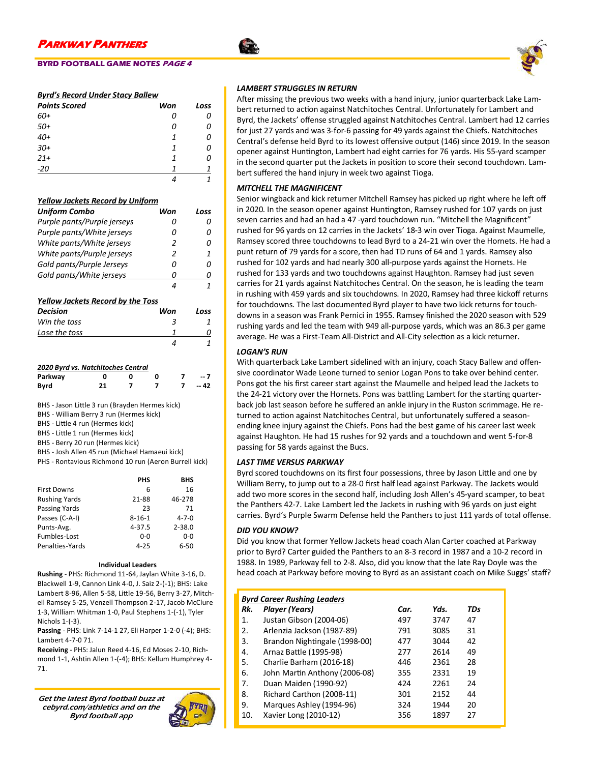**PARKWAY PANTHERS**

**BYRD FOOTBALL GAME NOTES** ***PAGE 4***

### Byrd's Record Under Stacy Ballew

| *Points Scored* | *Won* | *Loss* |
|---|---|---|
| *60+* | *0* | *0* |
| *50+* | *0* | *0* |
| *40+* | *1* | *0* |
| *30+* | *1* | *0* |
| *21+* | *1* | *0* |
| *-20* | *1* | *1* |
| | *4* | *1* |

### Yellow Jackets Record by Uniform

| *Uniform Combo* | *Won* | *Loss* |
|---|---|---|
| *Purple pants/Purple jerseys* | *0* | *0* |
| *Purple pants/White jerseys* | *0* | *0* |
| *White pants/White jerseys* | *2* | *0* |
| *White pants/Purple jerseys* | *2* | *1* |
| *Gold pants/Purple Jerseys* | *0* | *0* |
| *Gold pants/White jerseys* | *0* | *0* |
| | *4* | *1* |

### Yellow Jackets Record by the Toss

| *Decision* | *Won* | *Loss* |
|---|---|---|
| *Win the toss* | *3* | *1* |
| *Lose the toss* | *1* | *0* |
| | *4* | *1* |

### 2020 Byrd vs. Natchitoches Central

| | | | | | |
|---|---|---|---|---|---|
| **Parkway** | **0** | **0** | **0** | **7** | **-- 7** |
| **Byrd** | **21** | **7** | **7** | **7** | **-- 42** |

BHS - Jason Little 3 run (Brayden Hermes kick)
BHS - William Berry 3 run (Hermes kick)
BHS - Little 4 run (Hermes kick)
BHS - Little 1 run (Hermes kick)
BHS - Berry 20 run (Hermes kick)
BHS - Josh Allen 45 run (Michael Hamaeui kick)
PHS - Rontavious Richmond 10 run (Aeron Burrell kick)

| | PHS | BHS |
|---|---|---|
| First Downs | 6 | 16 |
| Rushing Yards | 21-88 | 46-278 |
| Passing Yards | 23 | 71 |
| Passes (C-A-I) | 8-16-1 | 4-7-0 |
| Punts-Avg. | 4-37.5 | 2-38.0 |
| Fumbles-Lost | 0-0 | 0-0 |
| Penalties-Yards | 4-25 | 6-50 |

**Individual Leaders**

**Rushing** - PHS: Richmond 11-64, Jaylan White 3-16, D. Blackwell 1-9, Cannon Link 4-0, J. Saiz 2-(-1); BHS: Lake Lambert 8-96, Allen 5-58, Little 19-56, Berry 3-27, Mitchell Ramsey 5-25, Venzell Thompson 2-17, Jacob McClure 1-3, William Whitman 1-0, Paul Stephens 1-(-1), Tyler Nichols 1-(-3).

**Passing** - PHS: Link 7-14-1 27, Eli Harper 1-2-0 (-4); BHS: Lambert 4-7-0 71.

**Receiving** - PHS: Jalun Reed 4-16, Ed Moses 2-10, Richmond 1-1, Ashtin Allen 1-(-4); BHS: Kellum Humphrey 4-71.

***Get the latest Byrd football buzz at cebyrd.com/athletics and on the Byrd football app***

### *LAMBERT STRUGGLES IN RETURN*

After missing the previous two weeks with a hand injury, junior quarterback Lake Lambert returned to action against Natchitoches Central. Unfortunately for Lambert and Byrd, the Jackets' offense struggled against Natchitoches Central. Lambert had 12 carries for just 27 yards and was 3-for-6 passing for 49 yards against the Chiefs. Natchitoches Central's defense held Byrd to its lowest offensive output (146) since 2019. In the season opener against Huntington, Lambert had eight carries for 76 yards. His 55-yard scamper in the second quarter put the Jackets in position to score their second touchdown. Lambert suffered the hand injury in week two against Tioga.

### *MITCHELL THE MAGNIFICENT*

Senior wingback and kick returner Mitchell Ramsey has picked up right where he left off in 2020. In the season opener against Huntington, Ramsey rushed for 107 yards on just seven carries and had an had a 47 -yard touchdown run. "Mitchell the Magnificent" rushed for 96 yards on 12 carries in the Jackets' 18-3 win over Tioga. Against Maumelle, Ramsey scored three touchdowns to lead Byrd to a 24-21 win over the Hornets. He had a punt return of 79 yards for a score, then had TD runs of 64 and 1 yards. Ramsey also rushed for 102 yards and had nearly 300 all-purpose yards against the Hornets. He rushed for 133 yards and two touchdowns against Haughton. Ramsey had just seven carries for 21 yards against Natchitoches Central. On the season, he is leading the team in rushing with 459 yards and six touchdowns. In 2020, Ramsey had three kickoff returns for touchdowns. The last documented Byrd player to have two kick returns for touchdowns in a season was Frank Pernici in 1955. Ramsey finished the 2020 season with 529 rushing yards and led the team with 949 all-purpose yards, which was an 86.3 per game average. He was a First-Team All-District and All-City selection as a kick returner.

### *LOGAN'S RUN*

With quarterback Lake Lambert sidelined with an injury, coach Stacy Ballew and offensive coordinator Wade Leone turned to senior Logan Pons to take over behind center. Pons got the his first career start against the Maumelle and helped lead the Jackets to the 24-21 victory over the Hornets. Pons was battling Lambert for the starting quarterback job last season before he suffered an ankle injury in the Ruston scrimmage. He returned to action against Natchitoches Central, but unfortunately suffered a season-ending knee injury against the Chiefs. Pons had the best game of his career last week against Haughton. He had 15 rushes for 92 yards and a touchdown and went 5-for-8 passing for 58 yards against the Bucs.

### *LAST TIME VERSUS PARKWAY*

Byrd scored touchdowns on its first four possessions, three by Jason Little and one by William Berry, to jump out to a 28-0 first half lead against Parkway. The Jackets would add two more scores in the second half, including Josh Allen's 45-yard scamper, to beat the Panthers 42-7. Lake Lambert led the Jackets in rushing with 96 yards on just eight carries. Byrd's Purple Swarm Defense held the Panthers to just 111 yards of total offense.

### *DID YOU KNOW?*

Did you know that former Yellow Jackets head coach Alan Carter coached at Parkway prior to Byrd? Carter guided the Panthers to an 8-3 record in 1987 and a 10-2 record in 1988. In 1989, Parkway fell to 2-8. Also, did you know that the late Ray Doyle was the head coach at Parkway before moving to Byrd as an assistant coach on Mike Suggs' staff?

### Byrd Career Rushing Leaders

| *Rk.* | *Player (Years)* | *Car.* | *Yds.* | *TDs* |
|---|---|---|---|---|
| 1. | Justan Gibson (2004-06) | 497 | 3747 | 47 |
| 2. | Arlenzia Jackson (1987-89) | 791 | 3085 | 31 |
| 3. | Brandon Nightingale (1998-00) | 477 | 3044 | 42 |
| 4. | Arnaz Battle (1995-98) | 277 | 2614 | 49 |
| 5. | Charlie Barham (2016-18) | 446 | 2361 | 28 |
| 6. | John Martin Anthony (2006-08) | 355 | 2331 | 19 |
| 7. | Duan Maiden (1990-92) | 424 | 2261 | 24 |
| 8. | Richard Carthon (2008-11) | 301 | 2152 | 44 |
| 9. | Marques Ashley (1994-96) | 324 | 1944 | 20 |
| 10. | Xavier Long (2010-12) | 356 | 1897 | 27 |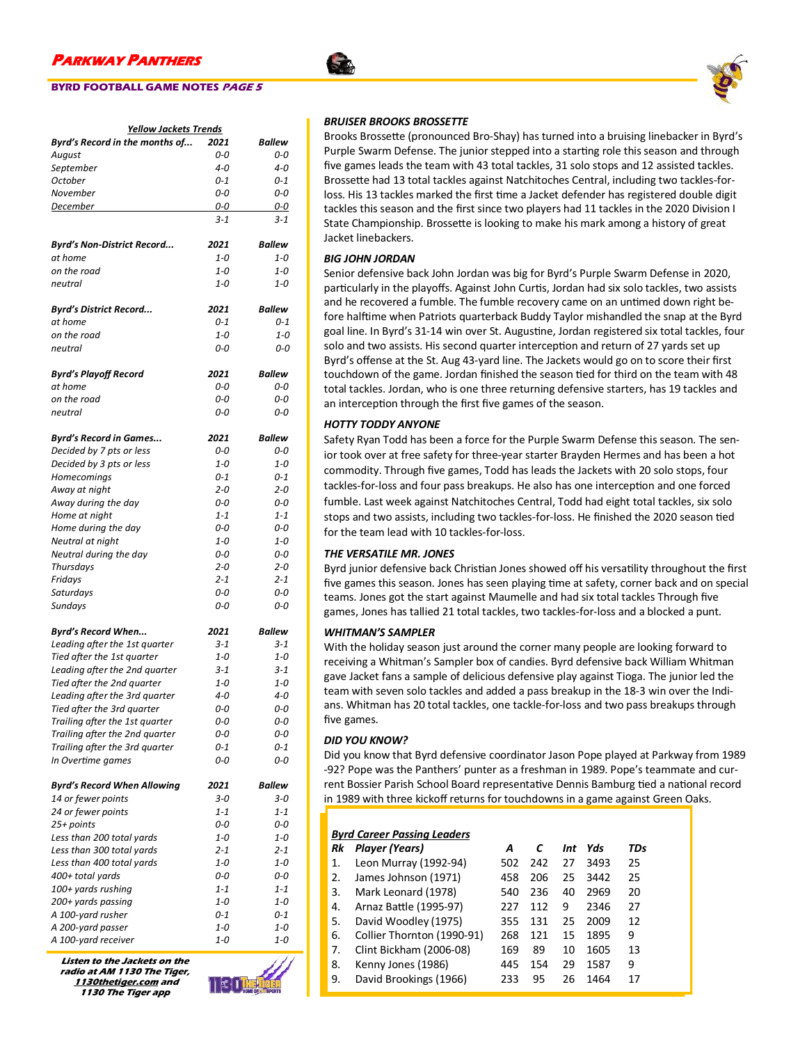**Yellow Jackets Trends**

| Byrd's Record in the months of... | 2021 | Ballew |
|---|---|---|
| August | 0-0 | 0-0 |
| September | 4-0 | 4-0 |
| October | 0-1 | 0-1 |
| November | 0-0 | 0-0 |
| December | 0-0 | 0-0 |
| | 3-1 | 3-1 |
| **Byrd's Non-District Record...** | **2021** | **Ballew** |
| at home | 1-0 | 1-0 |
| on the road | 1-0 | 1-0 |
| neutral | 1-0 | 1-0 |
| **Byrd's District Record...** | **2021** | **Ballew** |
| at home | 0-1 | 0-1 |
| on the road | 1-0 | 1-0 |
| neutral | 0-0 | 0-0 |
| **Byrd's Playoff Record** | **2021** | **Ballew** |
| at home | 0-0 | 0-0 |
| on the road | 0-0 | 0-0 |
| neutral | 0-0 | 0-0 |
| **Byrd's Record in Games...** | **2021** | **Ballew** |
| Decided by 7 pts or less | 0-0 | 0-0 |
| Decided by 3 pts or less | 1-0 | 1-0 |
| Homecomings | 0-1 | 0-1 |
| Away at night | 2-0 | 2-0 |
| Away during the day | 0-0 | 0-0 |
| Home at night | 1-1 | 1-1 |
| Home during the day | 0-0 | 0-0 |
| Neutral at night | 1-0 | 1-0 |
| Neutral during the day | 0-0 | 0-0 |
| Thursdays | 2-0 | 2-0 |
| Fridays | 2-1 | 2-1 |
| Saturdays | 0-0 | 0-0 |
| Sundays | 0-0 | 0-0 |
| **Byrd's Record When...** | **2021** | **Ballew** |
| Leading after the 1st quarter | 3-1 | 3-1 |
| Tied after the 1st quarter | 1-0 | 1-0 |
| Leading after the 2nd quarter | 3-1 | 3-1 |
| Tied after the 2nd quarter | 1-0 | 1-0 |
| Leading after the 3rd quarter | 4-0 | 4-0 |
| Tied after the 3rd quarter | 0-0 | 0-0 |
| Trailing after the 1st quarter | 0-0 | 0-0 |
| Trailing after the 2nd quarter | 0-0 | 0-0 |
| Trailing after the 3rd quarter | 0-1 | 0-1 |
| In Overtime games | 0-0 | 0-0 |
| **Byrd's Record When Allowing** | **2021** | **Ballew** |
| 14 or fewer points | 3-0 | 3-0 |
| 24 or fewer points | 1-1 | 1-1 |
| 25+ points | 0-0 | 0-0 |
| Less than 200 total yards | 1-0 | 1-0 |
| Less than 300 total yards | 2-1 | 2-1 |
| Less than 400 total yards | 1-0 | 1-0 |
| 400+ total yards | 0-0 | 0-0 |
| 100+ yards rushing | 1-1 | 1-1 |
| 200+ yards passing | 1-0 | 1-0 |
| A 100-yard rusher | 0-1 | 0-1 |
| A 200-yard passer | 1-0 | 1-0 |
| A 100-yard receiver | 1-0 | 1-0 |

*Listen to the Jackets on the radio at AM 1130 The Tiger, 1130thetiger.com and 1130 The Tiger app*

### BRUISER BROOKS BROSSETTE

Brooks Brossette (pronounced Bro-Shay) has turned into a bruising linebacker in Byrd's Purple Swarm Defense. The junior stepped into a starting role this season and through five games leads the team with 43 total tackles, 31 solo stops and 12 assisted tackles. Brossette had 13 total tackles against Natchitoches Central, including two tackles-for-loss. His 13 tackles marked the first time a Jacket defender has registered double digit tackles this season and the first since two players had 11 tackles in the 2020 Division I State Championship. Brossette is looking to make his mark among a history of great Jacket linebackers.

### BIG JOHN JORDAN

Senior defensive back John Jordan was big for Byrd's Purple Swarm Defense in 2020, particularly in the playoffs. Against John Curtis, Jordan had six solo tackles, two assists and he recovered a fumble. The fumble recovery came on an untimed down right before halftime when Patriots quarterback Buddy Taylor mishandled the snap at the Byrd goal line. In Byrd's 31-14 win over St. Augustine, Jordan registered six total tackles, four solo and two assists. His second quarter interception and return of 27 yards set up Byrd's offense at the St. Aug 43-yard line. The Jackets would go on to score their first touchdown of the game. Jordan finished the season tied for third on the team with 48 total tackles. Jordan, who is one three returning defensive starters, has 19 tackles and an interception through the first five games of the season.

### HOTTY TODDY ANYONE

Safety Ryan Todd has been a force for the Purple Swarm Defense this season. The senior took over at free safety for three-year starter Brayden Hermes and has been a hot commodity. Through five games, Todd has leads the Jackets with 20 solo stops, four tackles-for-loss and four pass breakups. He also has one interception and one forced fumble. Last week against Natchitoches Central, Todd had eight total tackles, six solo stops and two assists, including two tackles-for-loss. He finished the 2020 season tied for the team lead with 10 tackles-for-loss.

### THE VERSATILE MR. JONES

Byrd junior defensive back Christian Jones showed off his versatility throughout the first five games this season. Jones has seen playing time at safety, corner back and on special teams. Jones got the start against Maumelle and had six total tackles Through five games, Jones has tallied 21 total tackles, two tackles-for-loss and a blocked a punt.

### WHITMAN'S SAMPLER

With the holiday season just around the corner many people are looking forward to receiving a Whitman's Sampler box of candies. Byrd defensive back William Whitman gave Jacket fans a sample of delicious defensive play against Tioga. The junior led the team with seven solo tackles and added a pass breakup in the 18-3 win over the Indians. Whitman has 20 total tackles, one tackle-for-loss and two pass breakups through five games.

### DID YOU KNOW?

Did you know that Byrd defensive coordinator Jason Pope played at Parkway from 1989-92? Pope was the Panthers' punter as a freshman in 1989. Pope's teammate and current Bossier Parish School Board representative Dennis Bamburg tied a national record in 1989 with three kickoff returns for touchdowns in a game against Green Oaks.

**Byrd Career Passing Leaders**

| Rk | Player (Years) | A | C | Int | Yds | TDs |
|---|---|---|---|---|---|---|
| 1. | Leon Murray (1992-94) | 502 | 242 | 27 | 3493 | 25 |
| 2. | James Johnson (1971) | 458 | 206 | 25 | 3442 | 25 |
| 3. | Mark Leonard (1978) | 540 | 236 | 40 | 2969 | 20 |
| 4. | Arnaz Battle (1995-97) | 227 | 112 | 9 | 2346 | 27 |
| 5. | David Woodley (1975) | 355 | 131 | 25 | 2009 | 12 |
| 6. | Collier Thornton (1990-91) | 268 | 121 | 15 | 1895 | 9 |
| 7. | Clint Bickham (2006-08) | 169 | 89 | 10 | 1605 | 13 |
| 8. | Kenny Jones (1986) | 445 | 154 | 29 | 1587 | 9 |
| 9. | David Brookings (1966) | 233 | 95 | 26 | 1464 | 17 |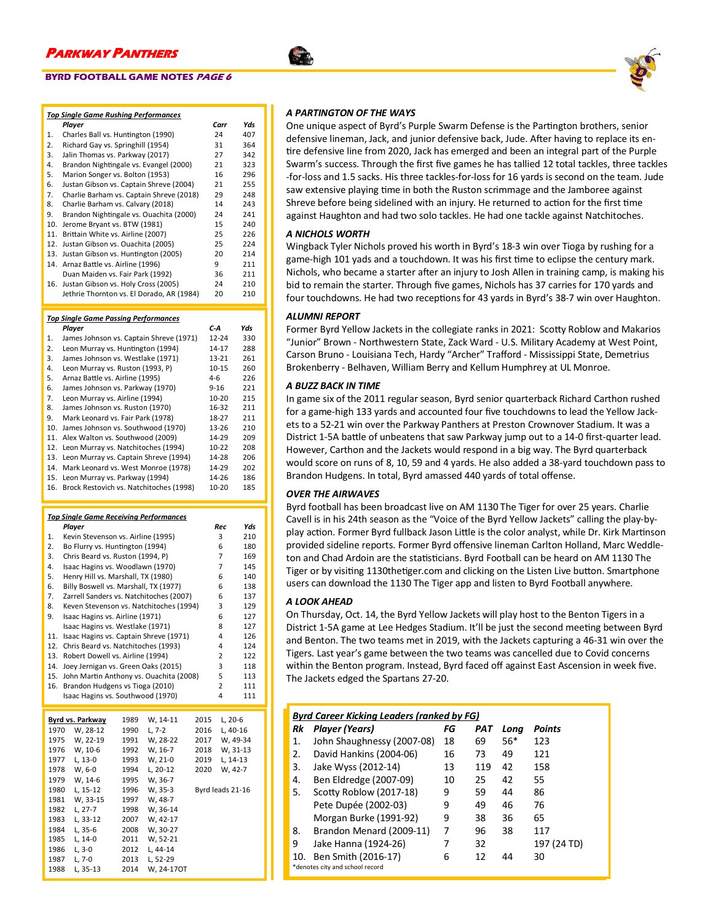## Top Single Game Rushing Performances

| | Player | Carr | Yds |
|---|---|---|---|
| 1. | Charles Ball vs. Huntington (1990) | 24 | 407 |
| 2. | Richard Gay vs. Springhill (1954) | 31 | 364 |
| 3. | Jalin Thomas vs. Parkway (2017) | 27 | 342 |
| 4. | Brandon Nightingale vs. Evangel (2000) | 21 | 323 |
| 5. | Marion Songer vs. Bolton (1953) | 16 | 296 |
| 6. | Justan Gibson vs. Captain Shreve (2004) | 21 | 255 |
| 7. | Charlie Barham vs. Captain Shreve (2018) | 29 | 248 |
| 8. | Charlie Barham vs. Calvary (2018) | 14 | 243 |
| 9. | Brandon Nightingale vs. Ouachita (2000) | 24 | 241 |
| 10. | Jerome Bryant vs. BTW (1981) | 15 | 240 |
| 11. | Brittain White vs. Airline (2007) | 25 | 226 |
| 12. | Justan Gibson vs. Ouachita (2005) | 25 | 224 |
| 13. | Justan Gibson vs. Huntington (2005) | 20 | 214 |
| 14. | Arnaz Battle vs. Airline (1996) | 9 | 211 |
| | Duan Maiden vs. Fair Park (1992) | 36 | 211 |
| 16. | Justan Gibson vs. Holy Cross (2005) | 24 | 210 |
| | Jethrie Thornton vs. El Dorado, AR (1984) | 20 | 210 |

## Top Single Game Passing Performances

| | Player | C-A | Yds |
|---|---|---|---|
| 1. | James Johnson vs. Captain Shreve (1971) | 12-24 | 330 |
| 2. | Leon Murray vs. Huntington (1994) | 14-17 | 288 |
| 3. | James Johnson vs. Westlake (1971) | 13-21 | 261 |
| 4. | Leon Murray vs. Ruston (1993, P) | 10-15 | 260 |
| 5. | Arnaz Battle vs. Airline (1995) | 4-6 | 226 |
| 6. | James Johnson vs. Parkway (1970) | 9-16 | 221 |
| 7. | Leon Murray vs. Airline (1994) | 10-20 | 215 |
| 8. | James Johnson vs. Ruston (1970) | 16-32 | 211 |
| 9. | Mark Leonard vs. Fair Park (1978) | 18-27 | 211 |
| 10. | James Johnson vs. Southwood (1970) | 13-26 | 210 |
| 11. | Alex Walton vs. Southwood (2009) | 14-29 | 209 |
| 12. | Leon Murray vs. Natchitoches (1994) | 10-22 | 208 |
| 13. | Leon Murray vs. Captain Shreve (1994) | 14-28 | 206 |
| 14. | Mark Leonard vs. West Monroe (1978) | 14-29 | 202 |
| 15. | Leon Murray vs. Parkway (1994) | 14-26 | 186 |
| 16. | Brock Restovich vs. Natchitoches (1998) | 10-20 | 185 |

## Top Single Game Receiving Performances

| | Player | Rec | Yds |
|---|---|---|---|
| 1. | Kevin Stevenson vs. Airline (1995) | 3 | 210 |
| 2. | Bo Flurry vs. Huntington (1994) | 6 | 180 |
| 3. | Chris Beard vs. Ruston (1993, P) | 7 | 169 |
| 4. | Isaac Hagins vs. Woodlawn (1970) | 7 | 145 |
| 5. | Henry Hill vs. Marshall, TX (1980) | 6 | 140 |
| 6. | Billy Boswell vs. Marshall, TX (1977) | 6 | 138 |
| 7. | Zarrell Sanders vs. Natchitoches (2007) | 6 | 137 |
| 8. | Keven Stevenson vs. Natchitoches (1994) | 3 | 129 |
| 9. | Isaac Hagins vs. Airline (1971) | 6 | 127 |
| | Isaac Hagins vs. Westlake (1971) | 8 | 127 |
| 11. | Isaac Hagins vs. Captain Shreve (1971) | 4 | 126 |
| 12. | Chris Beard vs. Natchitoches (1993) | 4 | 124 |
| 13. | Robert Dowell vs. Airline (1994) | 2 | 122 |
| 14. | Joey Jernigan vs. Green Oaks (2015) | 3 | 118 |
| 15. | John Martin Anthony vs. Ouachita (2008) | 5 | 113 |
| 16. | Brandon Hudgens vs Tioga (2010) | 2 | 111 |
| | Isaac Hagins vs. Southwood (1970) | 4 | 111 |

## Byrd vs. Parkway

| | | | | | |
|---|---|---|---|---|---|
| 1970 | W, 28-12 | 1989 | W, 14-11 | 2015 | L, 20-6 |
| 1975 | W, 22-19 | 1990 | L, 7-2 | 2016 | L, 40-16 |
| 1976 | W, 10-6 | 1991 | W, 28-22 | 2017 | W, 49-34 |
| 1977 | L, 13-0 | 1992 | W, 16-7 | 2018 | W, 31-13 |
| 1978 | W, 6-0 | 1993 | W, 21-0 | 2019 | L, 14-13 |
| 1979 | W, 14-6 | 1994 | L, 20-12 | 2020 | W, 42-7 |
| 1980 | L, 15-12 | 1995 | W, 36-7 | | |
| 1981 | W, 33-15 | 1996 | W, 35-3 | Byrd leads 21-16 | |
| 1982 | L, 27-7 | 1997 | W, 48-7 | | |
| 1983 | L, 33-12 | 1998 | W, 36-14 | | |
| 1984 | L, 35-6 | 2007 | W, 42-17 | | |
| 1985 | L, 14-0 | 2008 | W, 30-27 | | |
| 1986 | L, 3-0 | 2011 | W, 52-21 | | |
| 1987 | L, 7-0 | 2012 | L, 44-14 | | |
| 1988 | L, 35-13 | 2013 | L, 52-29 | | |
| | | 2014 | W, 24-17OT | | |

### A PARTINGTON OF THE WAYS

One unique aspect of Byrd's Purple Swarm Defense is the Partington brothers, senior defensive lineman, Jack, and junior defensive back, Jude. After having to replace its entire defensive line from 2020, Jack has emerged and been an integral part of the Purple Swarm's success. Through the first five games he has tallied 12 total tackles, three tackles-for-loss and 1.5 sacks. His three tackles-for-loss for 16 yards is second on the team. Jude saw extensive playing time in both the Ruston scrimmage and the Jamboree against Shreve before being sidelined with an injury. He returned to action for the first time against Haughton and had two solo tackles. He had one tackle against Natchitoches.

### A NICHOLS WORTH

Wingback Tyler Nichols proved his worth in Byrd's 18-3 win over Tioga by rushing for a game-high 101 yads and a touchdown. It was his first time to eclipse the century mark. Nichols, who became a starter after an injury to Josh Allen in training camp, is making his bid to remain the starter. Through five games, Nichols has 37 carries for 170 yards and four touchdowns. He had two receptions for 43 yards in Byrd's 38-7 win over Haughton.

### ALUMNI REPORT

Former Byrd Yellow Jackets in the collegiate ranks in 2021: Scotty Roblow and Makarios "Junior" Brown - Northwestern State, Zack Ward - U.S. Military Academy at West Point, Carson Bruno - Louisiana Tech, Hardy "Archer" Trafford - Mississippi State, Demetrius Brokenberry - Belhaven, William Berry and Kellum Humphrey at UL Monroe.

### A BUZZ BACK IN TIME

In game six of the 2011 regular season, Byrd senior quarterback Richard Carthon rushed for a game-high 133 yards and accounted four five touchdowns to lead the Yellow Jackets to a 52-21 win over the Parkway Panthers at Preston Crownover Stadium. It was a District 1-5A battle of unbeatens that saw Parkway jump out to a 14-0 first-quarter lead. However, Carthon and the Jackets would respond in a big way. The Byrd quarterback would score on runs of 8, 10, 59 and 4 yards. He also added a 38-yard touchdown pass to Brandon Hudgens. In total, Byrd amassed 440 yards of total offense.

### OVER THE AIRWAVES

Byrd football has been broadcast live on AM 1130 The Tiger for over 25 years. Charlie Cavell is in his 24th season as the "Voice of the Byrd Yellow Jackets" calling the play-by-play action. Former Byrd fullback Jason Little is the color analyst, while Dr. Kirk Martinson provided sideline reports. Former Byrd offensive lineman Carlton Holland, Marc Weddleton and Chad Ardoin are the statisticians. Byrd Football can be heard on AM 1130 The Tiger or by visiting 1130thetiger.com and clicking on the Listen Live button. Smartphone users can download the 1130 The Tiger app and listen to Byrd Football anywhere.

### A LOOK AHEAD

On Thursday, Oct. 14, the Byrd Yellow Jackets will play host to the Benton Tigers in a District 1-5A game at Lee Hedges Stadium. It'll be just the second meeting between Byrd and Benton. The two teams met in 2019, with the Jackets capturing a 46-31 win over the Tigers. Last year's game between the two teams was cancelled due to Covid concerns within the Benton program. Instead, Byrd faced off against East Ascension in week five. The Jackets edged the Spartans 27-20.

## Byrd Career Kicking Leaders (ranked by FG)

| Rk | Player (Years) | FG | PAT | Long | Points |
|---|---|---|---|---|---|
| 1. | John Shaughnessy (2007-08) | 18 | 69 | 56* | 123 |
| 2. | David Hankins (2004-06) | 16 | 73 | 49 | 121 |
| 3. | Jake Wyss (2012-14) | 13 | 119 | 42 | 158 |
| 4. | Ben Eldredge (2007-09) | 10 | 25 | 42 | 55 |
| 5. | Scotty Roblow (2017-18) | 9 | 59 | 44 | 86 |
| | Pete Dupée (2002-03) | 9 | 49 | 46 | 76 |
| | Morgan Burke (1991-92) | 9 | 38 | 36 | 65 |
| 8. | Brandon Menard (2009-11) | 7 | 96 | 38 | 117 |
| 9 | Jake Hanna (1924-26) | 7 | 32 | | 197 (24 TD) |
| 10. | Ben Smith (2016-17) | 6 | 12 | 44 | 30 |

*denotes city and school record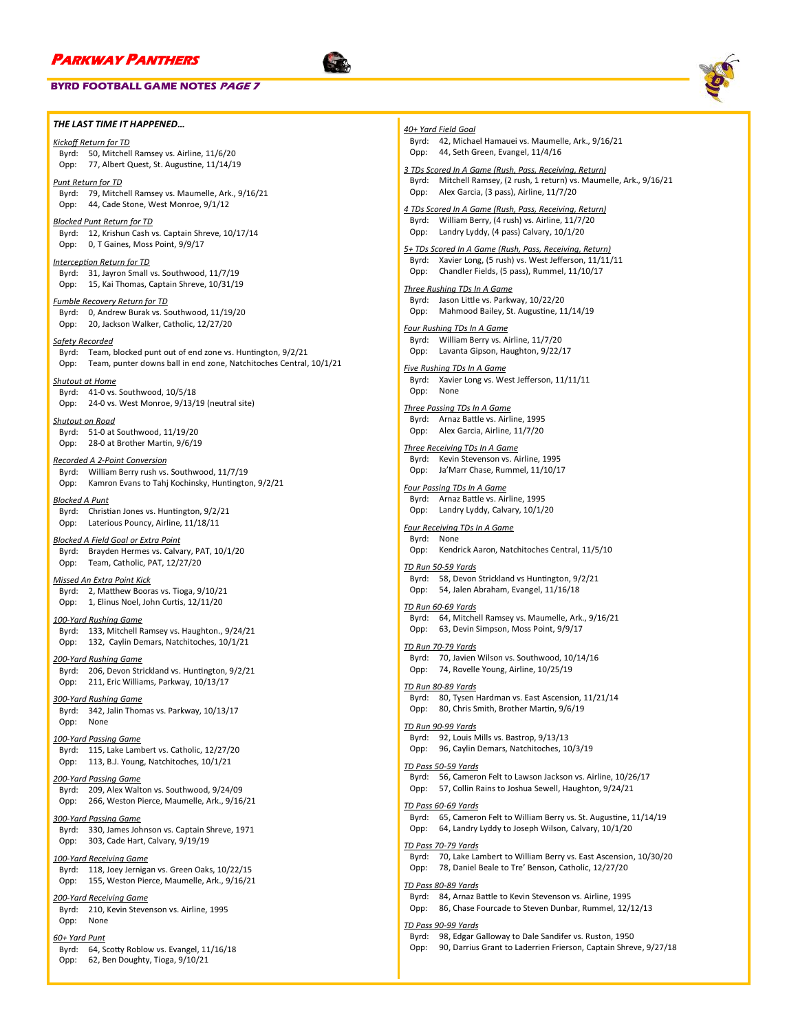## THE LAST TIME IT HAPPENED…

*Kickoff Return for TD*
Byrd: 50, Mitchell Ramsey vs. Airline, 11/6/20
Opp: 77, Albert Quest, St. Augustine, 11/14/19

*Punt Return for TD*
Byrd: 79, Mitchell Ramsey vs. Maumelle, Ark., 9/16/21
Opp: 44, Cade Stone, West Monroe, 9/1/12

*Blocked Punt Return for TD*
Byrd: 12, Krishun Cash vs. Captain Shreve, 10/17/14
Opp: 0, T Gaines, Moss Point, 9/9/17

*Interception Return for TD*
Byrd: 31, Jayron Small vs. Southwood, 11/7/19
Opp: 15, Kai Thomas, Captain Shreve, 10/31/19

*Fumble Recovery Return for TD*
Byrd: 0, Andrew Burak vs. Southwood, 11/19/20
Opp: 20, Jackson Walker, Catholic, 12/27/20

*Safety Recorded*
Byrd: Team, blocked punt out of end zone vs. Huntington, 9/2/21
Opp: Team, punter downs ball in end zone, Natchitoches Central, 10/1/21

*Shutout at Home*
Byrd: 41-0 vs. Southwood, 10/5/18
Opp: 24-0 vs. West Monroe, 9/13/19 (neutral site)

*Shutout on Road*
Byrd: 51-0 at Southwood, 11/19/20
Opp: 28-0 at Brother Martin, 9/6/19

*Recorded A 2-Point Conversion*
Byrd: William Berry rush vs. Southwood, 11/7/19
Opp: Kamron Evans to Tahj Kochinsky, Huntington, 9/2/21

*Blocked A Punt*
Byrd: Christian Jones vs. Huntington, 9/2/21
Opp: Laterious Pouncy, Airline, 11/18/11

*Blocked A Field Goal or Extra Point*
Byrd: Brayden Hermes vs. Calvary, PAT, 10/1/20
Opp: Team, Catholic, PAT, 12/27/20

*Missed An Extra Point Kick*
Byrd: 2, Matthew Booras vs. Tioga, 9/10/21
Opp: 1, Elinus Noel, John Curtis, 12/11/20

*100-Yard Rushing Game*
Byrd: 133, Mitchell Ramsey vs. Haughton., 9/24/21
Opp: 132, Caylin Demars, Natchitoches, 10/1/21

*200-Yard Rushing Game*
Byrd: 206, Devon Strickland vs. Huntington, 9/2/21
Opp: 211, Eric Williams, Parkway, 10/13/17

*300-Yard Rushing Game*
Byrd: 342, Jalin Thomas vs. Parkway, 10/13/17
Opp: None

*100-Yard Passing Game*
Byrd: 115, Lake Lambert vs. Catholic, 12/27/20
Opp: 113, B.J. Young, Natchitoches, 10/1/21

*200-Yard Passing Game*
Byrd: 209, Alex Walton vs. Southwood, 9/24/09
Opp: 266, Weston Pierce, Maumelle, Ark., 9/16/21

*300-Yard Passing Game*
Byrd: 330, James Johnson vs. Captain Shreve, 1971
Opp: 303, Cade Hart, Calvary, 9/19/19

*100-Yard Receiving Game*
Byrd: 118, Joey Jernigan vs. Green Oaks, 10/22/15
Opp: 155, Weston Pierce, Maumelle, Ark., 9/16/21

*200-Yard Receiving Game*
Byrd: 210, Kevin Stevenson vs. Airline, 1995
Opp: None

*60+ Yard Punt*
Byrd: 64, Scotty Roblow vs. Evangel, 11/16/18
Opp: 62, Ben Doughty, Tioga, 9/10/21

*40+ Yard Field Goal*
Byrd: 42, Michael Hamauei vs. Maumelle, Ark., 9/16/21
Opp: 44, Seth Green, Evangel, 11/4/16

*3 TDs Scored In A Game (Rush, Pass, Receiving, Return)*
Byrd: Mitchell Ramsey, (2 rush, 1 return) vs. Maumelle, Ark., 9/16/21
Opp: Alex Garcia, (3 pass), Airline, 11/7/20

*4 TDs Scored In A Game (Rush, Pass, Receiving, Return)*
Byrd: William Berry, (4 rush) vs. Airline, 11/7/20
Opp: Landry Lyddy, (4 pass) Calvary, 10/1/20

*5+ TDs Scored In A Game (Rush, Pass, Receiving, Return)*
Byrd: Xavier Long, (5 rush) vs. West Jefferson, 11/11/11
Opp: Chandler Fields, (5 pass), Rummel, 11/10/17

*Three Rushing TDs In A Game*
Byrd: Jason Little vs. Parkway, 10/22/20
Opp: Mahmood Bailey, St. Augustine, 11/14/19

*Four Rushing TDs In A Game*
Byrd: William Berry vs. Airline, 11/7/20
Opp: Lavanta Gipson, Haughton, 9/22/17

*Five Rushing TDs In A Game*
Byrd: Xavier Long vs. West Jefferson, 11/11/11
Opp: None

*Three Passing TDs In A Game*
Byrd: Arnaz Battle vs. Airline, 1995
Opp: Alex Garcia, Airline, 11/7/20

*Three Receiving TDs In A Game*
Byrd: Kevin Stevenson vs. Airline, 1995
Opp: Ja'Marr Chase, Rummel, 11/10/17

*Four Passing TDs In A Game*
Byrd: Arnaz Battle vs. Airline, 1995
Opp: Landry Lyddy, Calvary, 10/1/20

*Four Receiving TDs In A Game*
Byrd: None
Opp: Kendrick Aaron, Natchitoches Central, 11/5/10

*TD Run 50-59 Yards*
Byrd: 58, Devon Strickland vs Huntington, 9/2/21
Opp: 54, Jalen Abraham, Evangel, 11/16/18

*TD Run 60-69 Yards*
Byrd: 64, Mitchell Ramsey vs. Maumelle, Ark., 9/16/21
Opp: 63, Devin Simpson, Moss Point, 9/9/17

*TD Run 70-79 Yards*
Byrd: 70, Javien Wilson vs. Southwood, 10/14/16
Opp: 74, Rovelle Young, Airline, 10/25/19

*TD Run 80-89 Yards*
Byrd: 80, Tysen Hardman vs. East Ascension, 11/21/14
Opp: 80, Chris Smith, Brother Martin, 9/6/19

*TD Run 90-99 Yards*
Byrd: 92, Louis Mills vs. Bastrop, 9/13/13
Opp: 96, Caylin Demars, Natchitoches, 10/3/19

*TD Pass 50-59 Yards*
Byrd: 56, Cameron Felt to Lawson Jackson vs. Airline, 10/26/17
Opp: 57, Collin Rains to Joshua Sewell, Haughton, 9/24/21

*TD Pass 60-69 Yards*
Byrd: 65, Cameron Felt to William Berry vs. St. Augustine, 11/14/19
Opp: 64, Landry Lyddy to Joseph Wilson, Calvary, 10/1/20

*TD Pass 70-79 Yards*
Byrd: 70, Lake Lambert to William Berry vs. East Ascension, 10/30/20
Opp: 78, Daniel Beale to Tre' Benson, Catholic, 12/27/20

*TD Pass 80-89 Yards*
Byrd: 84, Arnaz Battle to Kevin Stevenson vs. Airline, 1995
Opp: 86, Chase Fourcade to Steven Dunbar, Rummel, 12/12/13

*TD Pass 90-99 Yards*
Byrd: 98, Edgar Galloway to Dale Sandifer vs. Ruston, 1950
Opp: 90, Darrius Grant to Laderrien Frierson, Captain Shreve, 9/27/18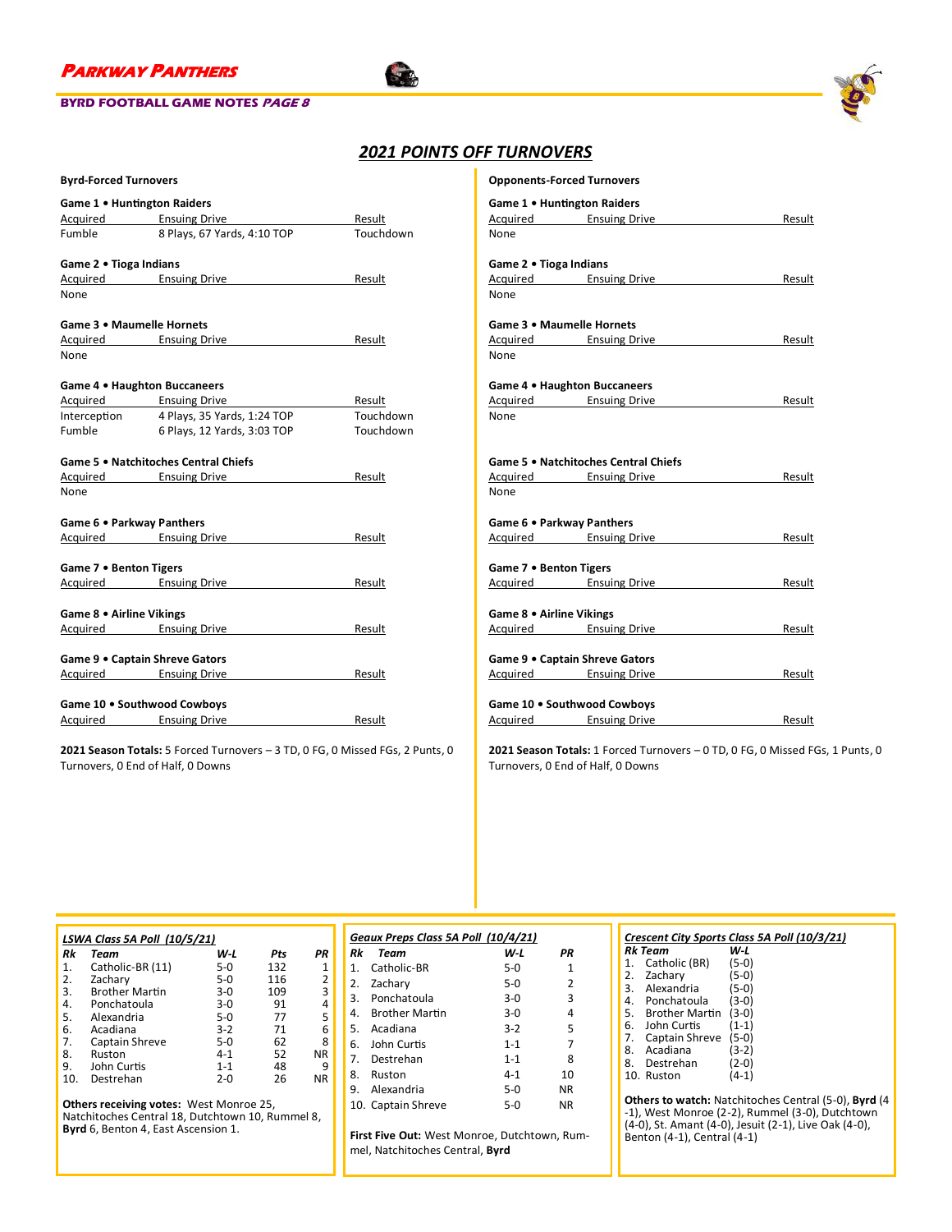# 2021 POINTS OFF TURNOVERS

## Byrd-Forced Turnovers

**Game 1 • Huntington Raiders**

| Acquired | Ensuing Drive | Result |
|---|---|---|
| Fumble | 8 Plays, 67 Yards, 4:10 TOP | Touchdown |

**Game 2 • Tioga Indians**

| Acquired | Ensuing Drive | Result |
|---|---|---|
| None | | |

**Game 3 • Maumelle Hornets**

| Acquired | Ensuing Drive | Result |
|---|---|---|
| None | | |

**Game 4 • Haughton Buccaneers**

| Acquired | Ensuing Drive | Result |
|---|---|---|
| Interception | 4 Plays, 35 Yards, 1:24 TOP | Touchdown |
| Fumble | 6 Plays, 12 Yards, 3:03 TOP | Touchdown |

**Game 5 • Natchitoches Central Chiefs**

| Acquired | Ensuing Drive | Result |
|---|---|---|
| None | | |

**Game 6 • Parkway Panthers**

| Acquired | Ensuing Drive | Result |
|---|---|---|

**Game 7 • Benton Tigers**

| Acquired | Ensuing Drive | Result |
|---|---|---|

**Game 8 • Airline Vikings**

| Acquired | Ensuing Drive | Result |
|---|---|---|

**Game 9 • Captain Shreve Gators**

| Acquired | Ensuing Drive | Result |
|---|---|---|

**Game 10 • Southwood Cowboys**

| Acquired | Ensuing Drive | Result |
|---|---|---|

**2021 Season Totals:** 5 Forced Turnovers – 3 TD, 0 FG, 0 Missed FGs, 2 Punts, 0 Turnovers, 0 End of Half, 0 Downs

## Opponents-Forced Turnovers

**Game 1 • Huntington Raiders**

| Acquired | Ensuing Drive | Result |
|---|---|---|
| None | | |

**Game 2 • Tioga Indians**

| Acquired | Ensuing Drive | Result |
|---|---|---|
| None | | |

**Game 3 • Maumelle Hornets**

| Acquired | Ensuing Drive | Result |
|---|---|---|
| None | | |

**Game 4 • Haughton Buccaneers**

| Acquired | Ensuing Drive | Result |
|---|---|---|
| None | | |

**Game 5 • Natchitoches Central Chiefs**

| Acquired | Ensuing Drive | Result |
|---|---|---|
| None | | |

**Game 6 • Parkway Panthers**

| Acquired | Ensuing Drive | Result |
|---|---|---|

**Game 7 • Benton Tigers**

| Acquired | Ensuing Drive | Result |
|---|---|---|

**Game 8 • Airline Vikings**

| Acquired | Ensuing Drive | Result |
|---|---|---|

**Game 9 • Captain Shreve Gators**

| Acquired | Ensuing Drive | Result |
|---|---|---|

**Game 10 • Southwood Cowboys**

| Acquired | Ensuing Drive | Result |
|---|---|---|

**2021 Season Totals:** 1 Forced Turnovers – 0 TD, 0 FG, 0 Missed FGs, 1 Punts, 0 Turnovers, 0 End of Half, 0 Downs

### *LSWA Class 5A Poll (10/5/21)*

| Rk | Team | W-L | Pts | PR |
|---|---|---|---|---|
| 1. | Catholic-BR (11) | 5-0 | 132 | 1 |
| 2. | Zachary | 5-0 | 116 | 2 |
| 3. | Brother Martin | 3-0 | 109 | 3 |
| 4. | Ponchatoula | 3-0 | 91 | 4 |
| 5. | Alexandria | 5-0 | 77 | 5 |
| 6. | Acadiana | 3-2 | 71 | 6 |
| 7. | Captain Shreve | 5-0 | 62 | 8 |
| 8. | Ruston | 4-1 | 52 | NR |
| 9. | John Curtis | 1-1 | 48 | 9 |
| 10. | Destrehan | 2-0 | 26 | NR |

**Others receiving votes:** West Monroe 25, Natchitoches Central 18, Dutchtown 10, Rummel 8, **Byrd** 6, Benton 4, East Ascension 1.

### *Geaux Preps Class 5A Poll (10/4/21)*

| Rk | Team | W-L | PR |
|---|---|---|---|
| 1. | Catholic-BR | 5-0 | 1 |
| 2. | Zachary | 5-0 | 2 |
| 3. | Ponchatoula | 3-0 | 3 |
| 4. | Brother Martin | 3-0 | 4 |
| 5. | Acadiana | 3-2 | 5 |
| 6. | John Curtis | 1-1 | 7 |
| 7. | Destrehan | 1-1 | 8 |
| 8. | Ruston | 4-1 | 10 |
| 9. | Alexandria | 5-0 | NR |
| 10. | Captain Shreve | 5-0 | NR |

**First Five Out:** West Monroe, Dutchtown, Rummel, Natchitoches Central, **Byrd**

### *Crescent City Sports Class 5A Poll (10/3/21)*

| Rk | Team | W-L |
|---|---|---|
| 1. | Catholic (BR) | (5-0) |
| 2. | Zachary | (5-0) |
| 3. | Alexandria | (5-0) |
| 4. | Ponchatoula | (3-0) |
| 5. | Brother Martin | (3-0) |
| 6. | John Curtis | (1-1) |
| 7. | Captain Shreve | (5-0) |
| 8. | Acadiana | (3-2) |
| 8. | Destrehan | (2-0) |
| 10. | Ruston | (4-1) |

**Others to watch:** Natchitoches Central (5-0), **Byrd** (4-1), West Monroe (2-2), Rummel (3-0), Dutchtown (4-0), St. Amant (4-0), Jesuit (2-1), Live Oak (4-0), Benton (4-1), Central (4-1)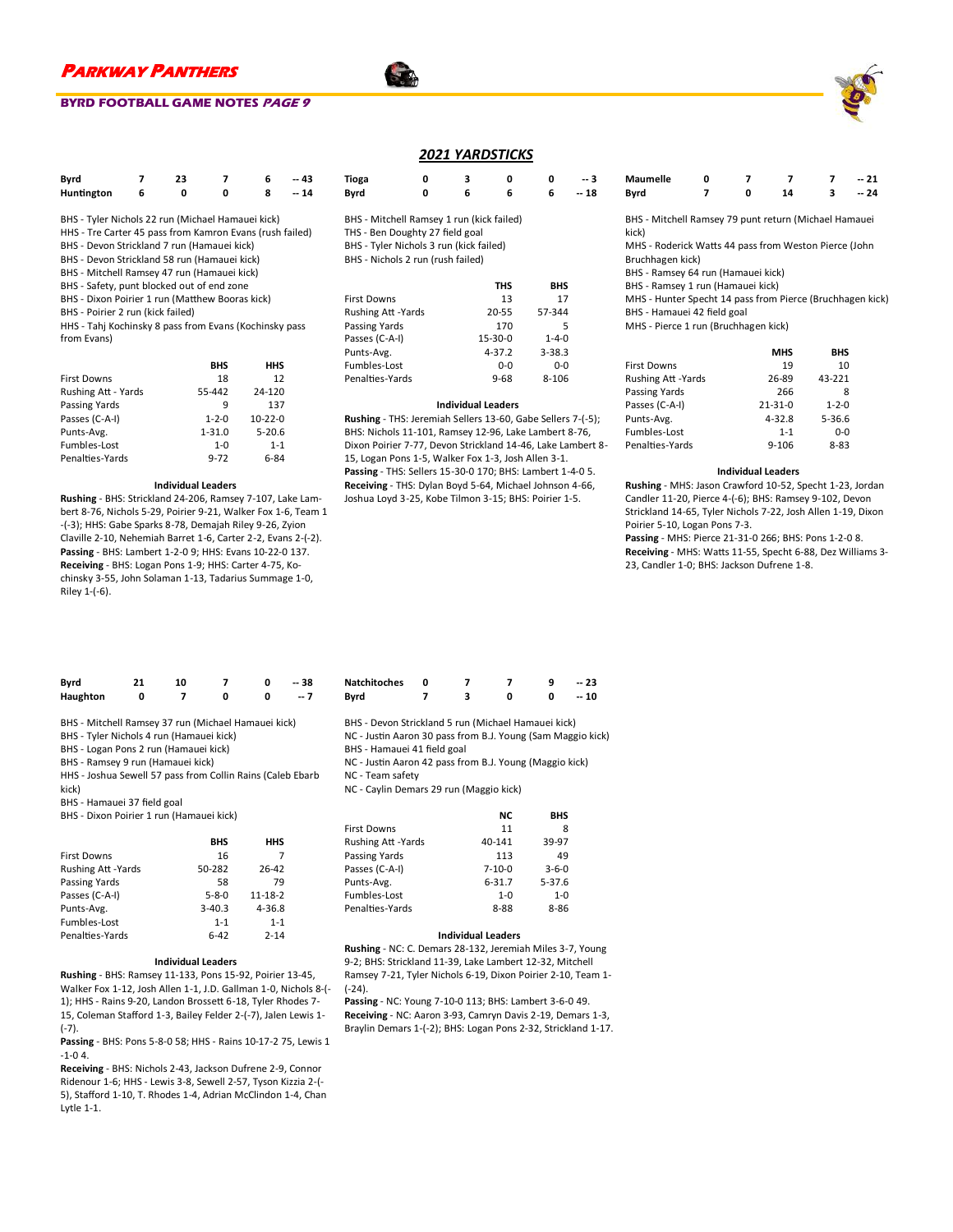## 2021 YARDSTICKS

| | | | | | |
|---|---|---|---|---|---|
| Byrd | 7 | 23 | 7 | 6 | -- 43 |
| Huntington | 6 | 0 | 0 | 8 | -- 14 |

BHS - Tyler Nichols 22 run (Michael Hamauei kick)
HHS - Tre Carter 45 pass from Kamron Evans (rush failed)
BHS - Devon Strickland 7 run (Hamauei kick)
BHS - Devon Strickland 58 run (Hamauei kick)
BHS - Mitchell Ramsey 47 run (Hamauei kick)
BHS - Safety, punt blocked out of end zone
BHS - Dixon Poirier 1 run (Matthew Booras kick)
BHS - Poirier 2 run (kick failed)
HHS - Tahj Kochinsky 8 pass from Evans (Kochinsky pass from Evans)

| | BHS | HHS |
|---|---|---|
| First Downs | 18 | 12 |
| Rushing Att - Yards | 55-442 | 24-120 |
| Passing Yards | 9 | 137 |
| Passes (C-A-I) | 1-2-0 | 10-22-0 |
| Punts-Avg. | 1-31.0 | 5-20.6 |
| Fumbles-Lost | 1-0 | 1-1 |
| Penalties-Yards | 9-72 | 6-84 |

**Individual Leaders**

**Rushing** - BHS: Strickland 24-206, Ramsey 7-107, Lake Lambert 8-76, Nichols 5-29, Poirier 9-21, Walker Fox 1-6, Team 1 -(-3); HHS: Gabe Sparks 8-78, Demajah Riley 9-26, Zyion Claville 2-10, Nehemiah Barret 1-6, Carter 2-2, Evans 2-(-2).
**Passing** - BHS: Lambert 1-2-0 9; HHS: Evans 10-22-0 137.
**Receiving** - BHS: Logan Pons 1-9; HHS: Carter 4-75, Kochinsky 3-55, John Solaman 1-13, Tadarius Summage 1-0, Riley 1-(-6).

| | | | | | |
|---|---|---|---|---|---|
| Tioga | 0 | 3 | 0 | 0 | -- 3 |
| Byrd | 0 | 6 | 6 | 6 | -- 18 |

BHS - Mitchell Ramsey 1 run (kick failed)
THS - Ben Doughty 27 field goal
BHS - Tyler Nichols 3 run (kick failed)
BHS - Nichols 2 run (rush failed)

| | THS | BHS |
|---|---|---|
| First Downs | 13 | 17 |
| Rushing Att -Yards | 20-55 | 57-344 |
| Passing Yards | 170 | 5 |
| Passes (C-A-I) | 15-30-0 | 1-4-0 |
| Punts-Avg. | 4-37.2 | 3-38.3 |
| Fumbles-Lost | 0-0 | 0-0 |
| Penalties-Yards | 9-68 | 8-106 |

**Individual Leaders**

**Rushing** - THS: Jeremiah Sellers 13-60, Gabe Sellers 7-(-5); BHS: Nichols 11-101, Ramsey 12-96, Lake Lambert 8-76, Dixon Poirier 7-77, Devon Strickland 14-46, Lake Lambert 8-15, Logan Pons 1-5, Walker Fox 1-3, Josh Allen 3-1.
**Passing** - THS: Sellers 15-30-0 170; BHS: Lambert 1-4-0 5.
**Receiving** - THS: Dylan Boyd 5-64, Michael Johnson 4-66, Joshua Loyd 3-25, Kobe Tilmon 3-15; BHS: Poirier 1-5.

| | | | | | |
|---|---|---|---|---|---|
| Maumelle | 0 | 7 | 7 | 7 | -- 21 |
| Byrd | 7 | 0 | 14 | 3 | -- 24 |

BHS - Mitchell Ramsey 79 punt return (Michael Hamauei kick)
MHS - Roderick Watts 44 pass from Weston Pierce (John Bruchhagen kick)
BHS - Ramsey 64 run (Hamauei kick)
BHS - Ramsey 1 run (Hamauei kick)
MHS - Hunter Specht 14 pass from Pierce (Bruchhagen kick)
BHS - Hamauei 42 field goal
MHS - Pierce 1 run (Bruchhagen kick)

| | MHS | BHS |
|---|---|---|
| First Downs | 19 | 10 |
| Rushing Att -Yards | 26-89 | 43-221 |
| Passing Yards | 266 | 8 |
| Passes (C-A-I) | 21-31-0 | 1-2-0 |
| Punts-Avg. | 4-32.8 | 5-36.6 |
| Fumbles-Lost | 1-1 | 0-0 |
| Penalties-Yards | 9-106 | 8-83 |

**Individual Leaders**

**Rushing** - MHS: Jason Crawford 10-52, Specht 1-23, Jordan Candler 11-20, Pierce 4-(-6); BHS: Ramsey 9-102, Devon Strickland 14-65, Tyler Nichols 7-22, Josh Allen 1-19, Dixon Poirier 5-10, Logan Pons 7-3.
**Passing** - MHS: Pierce 21-31-0 266; BHS: Pons 1-2-0 8.
**Receiving** - MHS: Watts 11-55, Specht 6-88, Dez Williams 3-23, Candler 1-0; BHS: Jackson Dufrene 1-8.

| | | | | | |
|---|---|---|---|---|---|
| Byrd | 21 | 10 | 7 | 0 | -- 38 |
| Haughton | 0 | 7 | 0 | 0 | -- 7 |

BHS - Mitchell Ramsey 37 run (Michael Hamauei kick)
BHS - Tyler Nichols 4 run (Hamauei kick)
BHS - Logan Pons 2 run (Hamauei kick)
BHS - Ramsey 9 run (Hamauei kick)
HHS - Joshua Sewell 57 pass from Collin Rains (Caleb Ebarb kick)
BHS - Hamauei 37 field goal
BHS - Dixon Poirier 1 run (Hamauei kick)

| | BHS | HHS |
|---|---|---|
| First Downs | 16 | 7 |
| Rushing Att -Yards | 50-282 | 26-42 |
| Passing Yards | 58 | 79 |
| Passes (C-A-I) | 5-8-0 | 11-18-2 |
| Punts-Avg. | 3-40.3 | 4-36.8 |
| Fumbles-Lost | 1-1 | 1-1 |
| Penalties-Yards | 6-42 | 2-14 |

**Individual Leaders**

**Rushing** - BHS: Ramsey 11-133, Pons 15-92, Poirier 13-45, Walker Fox 1-12, Josh Allen 1-1, J.D. Gallman 1-0, Nichols 8-(-1); HHS - Rains 9-20, Landon Brossett 6-18, Tyler Rhodes 7-15, Coleman Stafford 1-3, Bailey Felder 2-(-7), Jalen Lewis 1-(-7).
**Passing** - BHS: Pons 5-8-0 58; HHS - Rains 10-17-2 75, Lewis 1-1-0 4.
**Receiving** - BHS: Nichols 2-43, Jackson Dufrene 2-9, Connor Ridenour 1-6; HHS - Lewis 3-8, Sewell 2-57, Tyson Kizzia 2-(-5), Stafford 1-10, T. Rhodes 1-4, Adrian McClindon 1-4, Chan Lytle 1-1.

| | | | | | |
|---|---|---|---|---|---|
| Natchitoches | 0 | 7 | 7 | 9 | -- 23 |
| Byrd | 7 | 3 | 0 | 0 | -- 10 |

BHS - Devon Strickland 5 run (Michael Hamauei kick)
NC - Justin Aaron 30 pass from B.J. Young (Sam Maggio kick)
BHS - Hamauei 41 field goal
NC - Justin Aaron 42 pass from B.J. Young (Maggio kick)
NC - Team safety
NC - Caylin Demars 29 run (Maggio kick)

| | NC | BHS |
|---|---|---|
| First Downs | 11 | 8 |
| Rushing Att -Yards | 40-141 | 39-97 |
| Passing Yards | 113 | 49 |
| Passes (C-A-I) | 7-10-0 | 3-6-0 |
| Punts-Avg. | 6-31.7 | 5-37.6 |
| Fumbles-Lost | 1-0 | 1-0 |
| Penalties-Yards | 8-88 | 8-86 |

**Individual Leaders**

**Rushing** - NC: C. Demars 28-132, Jeremiah Miles 3-7, Young 9-2; BHS: Strickland 11-39, Lake Lambert 12-32, Mitchell Ramsey 7-21, Tyler Nichols 6-19, Dixon Poirier 2-10, Team 1-(-24).
**Passing** - NC: Young 7-10-0 113; BHS: Lambert 3-6-0 49.
**Receiving** - NC: Aaron 3-93, Camryn Davis 2-19, Demars 1-3, Braylin Demars 1-(-2); BHS: Logan Pons 2-32, Strickland 1-17.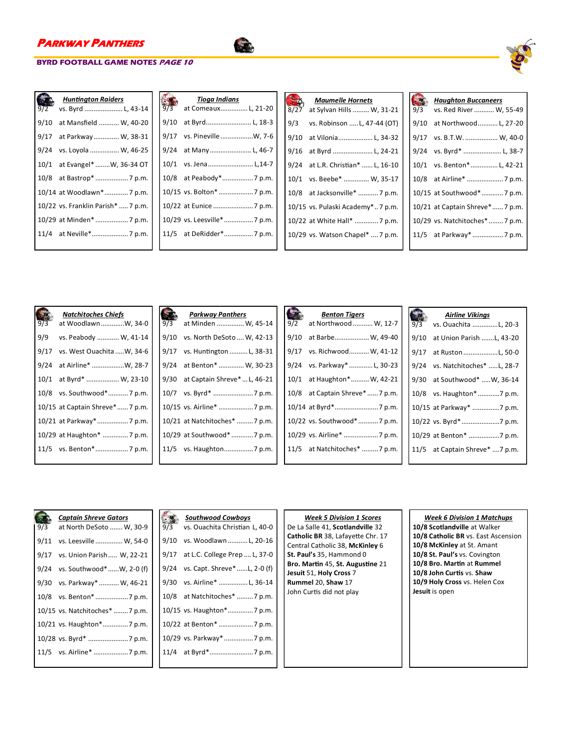**Parkway Panthers**

**BYRD FOOTBALL GAME NOTES *PAGE 10***

### Huntington Raiders

| | |
|---|---|
| 9/2 | vs. Byrd ..................... L, 43-14 |
| 9/10 | at Mansfield ........... W, 40-20 |
| 9/17 | at Parkway ............. W, 38-31 |
| 9/24 | vs. Loyola ................ W, 46-25 |
| 10/1 | at Evangel* ........W, 36-34 OT |
| 10/8 | at Bastrop* .................. 7 p.m. |
| 10/14 | at Woodlawn* ............ 7 p.m. |
| 10/22 | vs. Franklin Parish* ..... 7 p.m. |
| 10/29 | at Minden* .................. 7 p.m. |
| 11/4 | at Neville*.................... 7 p.m. |

### Tioga Indians

| | |
|---|---|
| 9/3 | at Comeaux.............. L, 21-20 |
| 9/10 | at Byrd........................ L, 18-3 |
| 9/17 | vs. Pineville .................W, 7-6 |
| 9/24 | at Many....................... L, 46-7 |
| 10/1 | vs. Jena......................... L,14-7 |
| 10/8 | at Peabody*................ 7 p.m. |
| 10/15 | vs. Bolton* ................... 7 p.m. |
| 10/22 | at Eunice ...................... 7 p.m. |
| 10/29 | vs. Leesville* ................ 7 p.m. |
| 11/5 | at DeRidder*................ 7 p.m. |

### Maumelle Hornets

| | |
|---|---|
| 8/27 | at Sylvan Hills ......... W, 31-21 |
| 9/3 | vs. Robinson ..... L, 47-44 (OT) |
| 9/10 | at Vilonia................... L, 34-32 |
| 9/16 | at Byrd ...................... L, 24-21 |
| 9/24 | at L.R. Christian* ...... L, 16-10 |
| 10/1 | vs. Beebe* ............. W, 35-17 |
| 10/8 | at Jacksonville* ........... 7 p.m. |
| 10/15 | vs. Pulaski Academy* .. 7 p.m. |
| 10/22 | at White Hall* ............. 7 p.m. |
| 10/29 | vs. Watson Chapel* .... 7 p.m. |

### Haughton Buccaneers

| | |
|---|---|
| 9/3 | vs. Red River ........... W, 55-49 |
| 9/10 | at Northwood........... L, 27-20 |
| 9/17 | vs. B.T.W. .................. W, 40-0 |
| 9/24 | vs. Byrd* ..................... L, 38-7 |
| 10/1 | vs. Benton*............... L, 42-21 |
| 10/8 | at Airline* .................... 7 p.m. |
| 10/15 | at Southwood*............ 7 p.m. |
| 10/21 | at Captain Shreve*...... 7 p.m. |
| 10/29 | vs. Natchitoches* ........ 7 p.m. |
| 11/5 | at Parkway* ................. 7 p.m. |

### Natchitoches Chiefs

| | |
|---|---|
| 9/3 | at Woodlawn.............W, 34-0 |
| 9/9 | vs. Peabody ............ W, 41-14 |
| 9/17 | vs. West Ouachita .....W, 34-6 |
| 9/24 | at Airline* ..................W, 28-7 |
| 10/1 | at Byrd* .................. W, 23-10 |
| 10/8 | vs. Southwood*........... 7 p.m. |
| 10/15 | at Captain Shreve*...... 7 p.m. |
| 10/21 | at Parkway*................. 7 p.m. |
| 10/29 | at Haughton* .............. 7 p.m. |
| 11/5 | vs. Benton*.................. 7 p.m. |

### Parkway Panthers

| | |
|---|---|
| 9/3 | at Minden ............... W, 45-14 |
| 9/10 | vs. North DeSoto .... W, 42-13 |
| 9/17 | vs. Huntington .......... L, 38-31 |
| 9/24 | at Benton* ............. W, 30-23 |
| 9/30 | at Captain Shreve* ... L, 46-21 |
| 10/7 | vs. Byrd* ...................... 7 p.m. |
| 10/15 | vs. Airline* ................... 7 p.m. |
| 10/21 | at Natchitoches* ......... 7 p.m. |
| 10/29 | at Southwood* ........... 7 p.m. |
| 11/5 | vs. Haughton................ 7 p.m. |

### Benton Tigers

| | |
|---|---|
| 9/2 | at Northwood ........... W, 12-7 |
| 9/10 | at Barbe.................. W, 49-40 |
| 9/17 | vs. Richwood........... W, 41-12 |
| 9/24 | vs. Parkway* ............. L, 30-23 |
| 10/1 | at Haughton*.......... W, 42-21 |
| 10/8 | at Captain Shreve* ...... 7 p.m. |
| 10/14 | at Byrd*........................ 7 p.m. |
| 10/22 | vs. Southwood* ........... 7 p.m. |
| 10/29 | vs. Airline* ................... 7 p.m. |
| 11/5 | at Natchitoches* ......... 7 p.m. |

### Airline Vikings

| | |
|---|---|
| 9/3 | vs. Ouachita ..............L, 20-3 |
| 9/10 | at Union Parish ........L, 43-20 |
| 9/17 | at Ruston ...................L, 50-0 |
| 9/24 | vs. Natchitoches* .....L, 28-7 |
| 9/30 | at Southwood* .....W, 36-14 |
| 10/8 | vs. Haughton* ............7 p.m. |
| 10/15 | at Parkway* ...............7 p.m. |
| 10/22 | vs. Byrd*......................7 p.m. |
| 10/29 | at Benton* .................7 p.m. |
| 11/5 | at Captain Shreve* ....7 p.m. |

### Captain Shreve Gators

| | |
|---|---|
| 9/3 | at North DeSoto ....... W, 30-9 |
| 9/11 | vs. Leesville ............... W, 54-0 |
| 9/17 | vs. Union Parish..... W, 22-21 |
| 9/24 | vs. Southwood* ......W, 2-0 (f) |
| 9/30 | vs. Parkway* ........... W, 46-21 |
| 10/8 | vs. Benton* .................. 7 p.m. |
| 10/15 | vs. Natchitoches* ........ 7 p.m. |
| 10/21 | vs. Haughton*.............. 7 p.m. |
| 10/28 | vs. Byrd* ....................... 7 p.m. |
| 11/5 | vs. Airline* ................... 7 p.m. |

### Southwood Cowboys

| | |
|---|---|
| 9/3 | vs. Ouachita Christian L, 40-0 |
| 9/10 | vs. Woodlawn ........... L, 20-16 |
| 9/17 | at L.C. College Prep .... L, 37-0 |
| 9/24 | vs. Capt. Shreve* ......L, 2-0 (f) |
| 9/30 | vs. Airline* ................ L, 36-14 |
| 10/8 | at Natchitoches* ......... 7 p.m. |
| 10/15 | vs. Haughton*.............. 7 p.m. |
| 10/22 | at Benton* ................... 7 p.m. |
| 10/29 | vs. Parkway* ................ 7 p.m. |
| 11/4 | at Byrd*........................ 7 p.m. |

### Week 5 Division 1 Scores

De La Salle 41, **Scotlandville** 32
**Catholic BR** 38, Lafayette Chr. 17
Central Catholic 38, **McKinley** 6
**St. Paul's** 35, Hammond 0
**Bro. Martin** 45, **St. Augustine** 21
**Jesuit** 51, **Holy Cross** 7
**Rummel** 20, **Shaw** 17
John Curtis did not play

### Week 6 Division 1 Matchups

**10/8 Scotlandville** at Walker
**10/8 Catholic BR** vs. East Ascension
**10/8 McKinley** at St. Amant
**10/8 St. Paul's** vs. Covington
**10/8 Bro. Martin** at **Rummel**
**10/8 John Curtis** vs. **Shaw**
**10/9 Holy Cross** vs. Helen Cox
**Jesuit** is open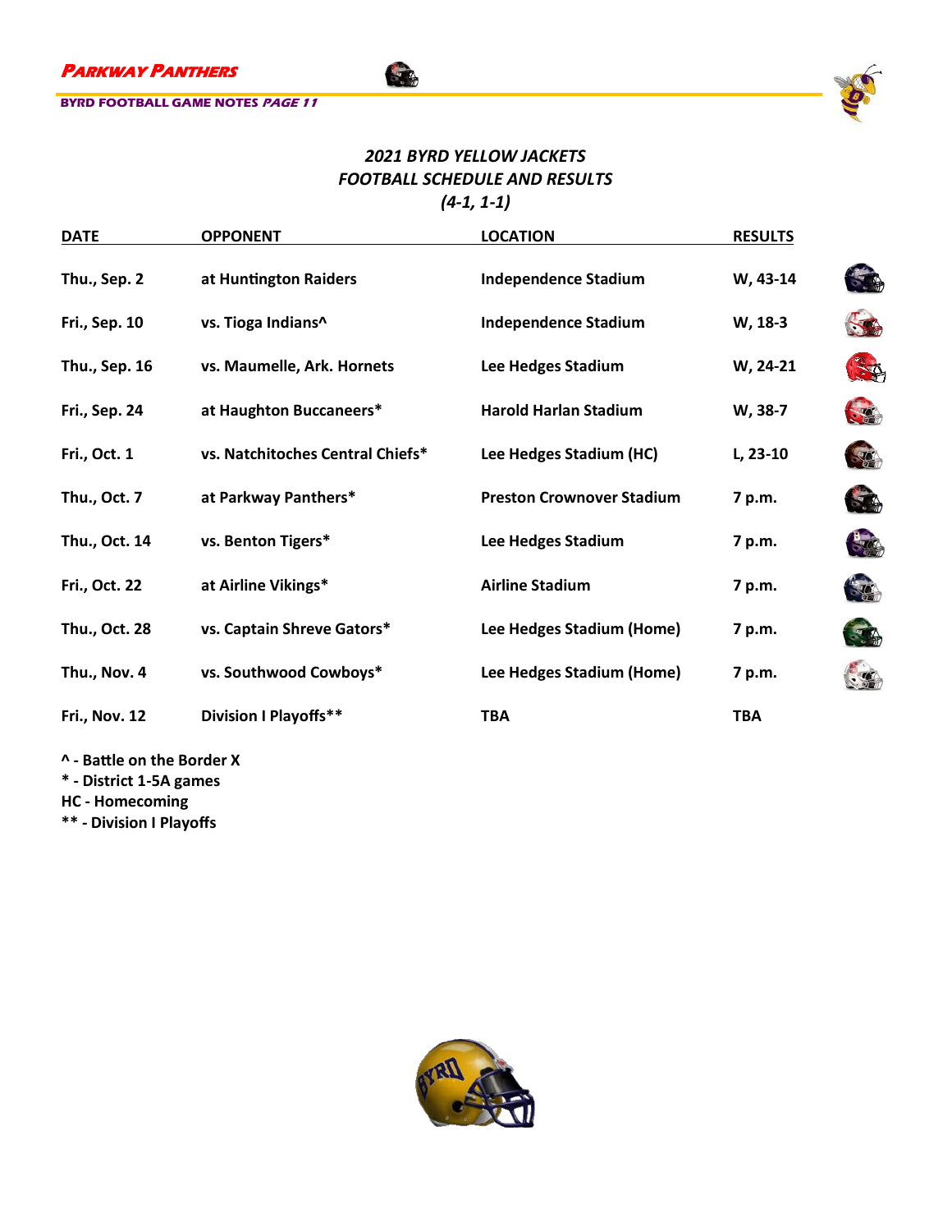## *2021 BYRD YELLOW JACKETS*
## *FOOTBALL SCHEDULE AND RESULTS*
## *(4-1, 1-1)*

| DATE | OPPONENT | LOCATION | RESULTS |
|---|---|---|---|
| Thu., Sep. 2 | at Huntington Raiders | Independence Stadium | W, 43-14 |
| Fri., Sep. 10 | vs. Tioga Indians^ | Independence Stadium | W, 18-3 |
| Thu., Sep. 16 | vs. Maumelle, Ark. Hornets | Lee Hedges Stadium | W, 24-21 |
| Fri., Sep. 24 | at Haughton Buccaneers* | Harold Harlan Stadium | W, 38-7 |
| Fri., Oct. 1 | vs. Natchitoches Central Chiefs* | Lee Hedges Stadium (HC) | L, 23-10 |
| Thu., Oct. 7 | at Parkway Panthers* | Preston Crownover Stadium | 7 p.m. |
| Thu., Oct. 14 | vs. Benton Tigers* | Lee Hedges Stadium | 7 p.m. |
| Fri., Oct. 22 | at Airline Vikings* | Airline Stadium | 7 p.m. |
| Thu., Oct. 28 | vs. Captain Shreve Gators* | Lee Hedges Stadium (Home) | 7 p.m. |
| Thu., Nov. 4 | vs. Southwood Cowboys* | Lee Hedges Stadium (Home) | 7 p.m. |
| Fri., Nov. 12 | Division I Playoffs** | TBA | TBA |

**^ - Battle on the Border X**
**\* - District 1-5A games**
**HC - Homecoming**
**\*\* - Division I Playoffs**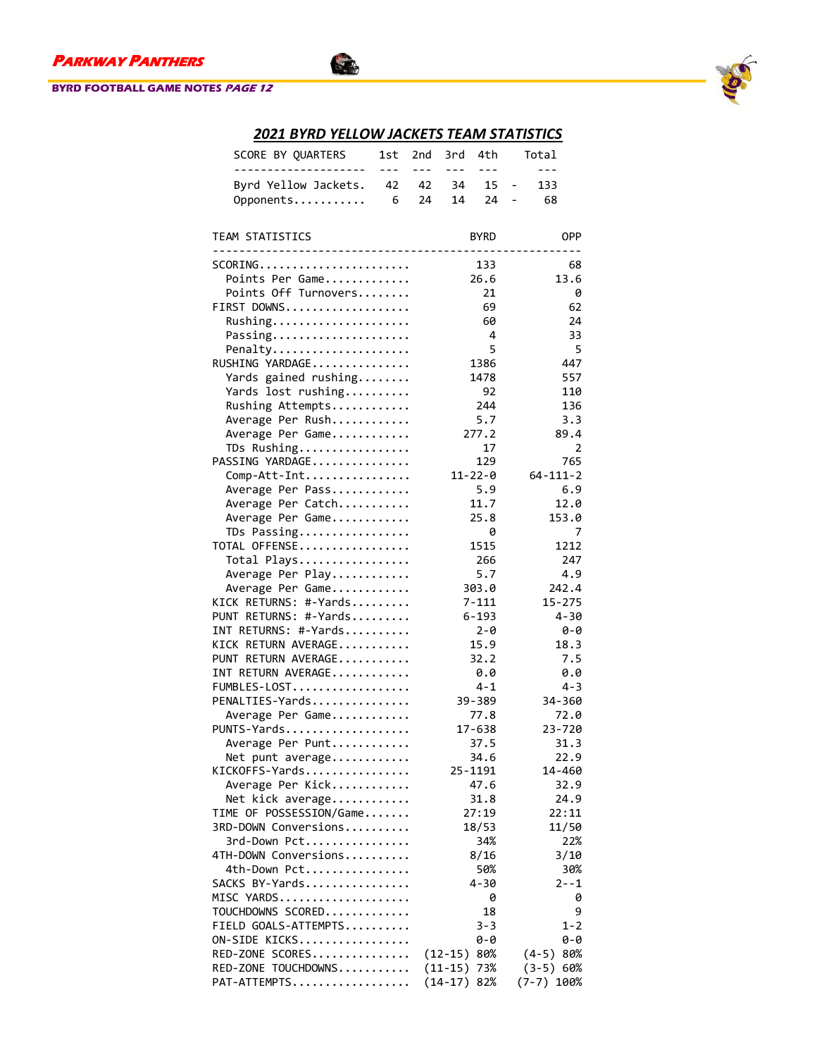## *2021 BYRD YELLOW JACKETS TEAM STATISTICS*

| SCORE BY QUARTERS | 1st | 2nd | 3rd | 4th | Total |
|---|---|---|---|---|---|
| Byrd Yellow Jackets | 42 | 42 | 34 | 15 | 133 |
| Opponents | 6 | 24 | 14 | 24 | 68 |

| TEAM STATISTICS | BYRD | OPP |
|---|---|---|
| SCORING | 133 | 68 |
| Points Per Game | 26.6 | 13.6 |
| Points Off Turnovers | 21 | 0 |
| FIRST DOWNS | 69 | 62 |
| Rushing | 60 | 24 |
| Passing | 4 | 33 |
| Penalty | 5 | 5 |
| RUSHING YARDAGE | 1386 | 447 |
| Yards gained rushing | 1478 | 557 |
| Yards lost rushing | 92 | 110 |
| Rushing Attempts | 244 | 136 |
| Average Per Rush | 5.7 | 3.3 |
| Average Per Game | 277.2 | 89.4 |
| TDs Rushing | 17 | 2 |
| PASSING YARDAGE | 129 | 765 |
| Comp-Att-Int | 11-22-0 | 64-111-2 |
| Average Per Pass | 5.9 | 6.9 |
| Average Per Catch | 11.7 | 12.0 |
| Average Per Game | 25.8 | 153.0 |
| TDs Passing | 0 | 7 |
| TOTAL OFFENSE | 1515 | 1212 |
| Total Plays | 266 | 247 |
| Average Per Play | 5.7 | 4.9 |
| Average Per Game | 303.0 | 242.4 |
| KICK RETURNS: #-Yards | 7-111 | 15-275 |
| PUNT RETURNS: #-Yards | 6-193 | 4-30 |
| INT RETURNS: #-Yards | 2-0 | 0-0 |
| KICK RETURN AVERAGE | 15.9 | 18.3 |
| PUNT RETURN AVERAGE | 32.2 | 7.5 |
| INT RETURN AVERAGE | 0.0 | 0.0 |
| FUMBLES-LOST | 4-1 | 4-3 |
| PENALTIES-Yards | 39-389 | 34-360 |
| Average Per Game | 77.8 | 72.0 |
| PUNTS-Yards | 17-638 | 23-720 |
| Average Per Punt | 37.5 | 31.3 |
| Net punt average | 34.6 | 22.9 |
| KICKOFFS-Yards | 25-1191 | 14-460 |
| Average Per Kick | 47.6 | 32.9 |
| Net kick average | 31.8 | 24.9 |
| TIME OF POSSESSION/Game | 27:19 | 22:11 |
| 3RD-DOWN Conversions | 18/53 | 11/50 |
| 3rd-Down Pct | 34% | 22% |
| 4TH-DOWN Conversions | 8/16 | 3/10 |
| 4th-Down Pct | 50% | 30% |
| SACKS BY-Yards | 4-30 | 2--1 |
| MISC YARDS | 0 | 0 |
| TOUCHDOWNS SCORED | 18 | 9 |
| FIELD GOALS-ATTEMPTS | 3-3 | 1-2 |
| ON-SIDE KICKS | 0-0 | 0-0 |
| RED-ZONE SCORES | (12-15) 80% | (4-5) 80% |
| RED-ZONE TOUCHDOWNS | (11-15) 73% | (3-5) 60% |
| PAT-ATTEMPTS | (14-17) 82% | (7-7) 100% |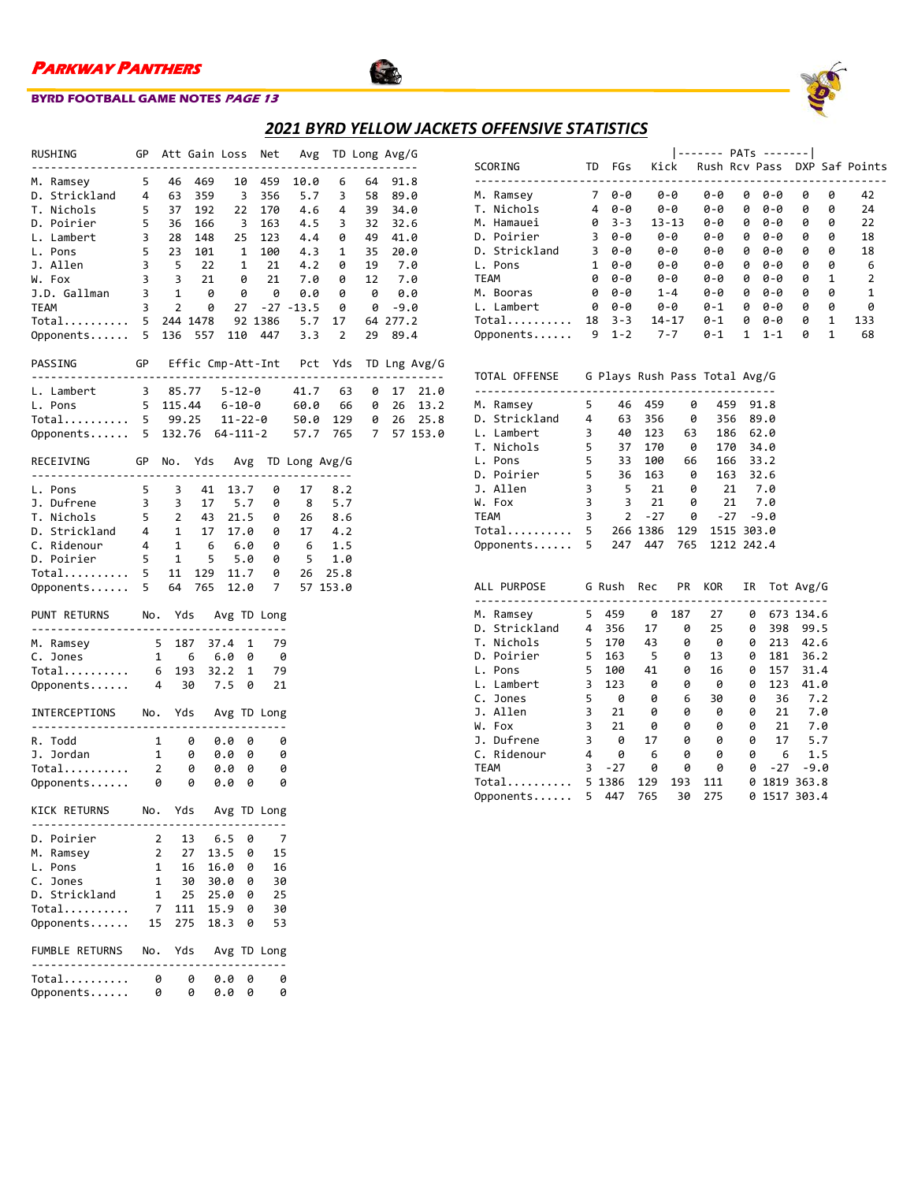# 2021 BYRD YELLOW JACKETS OFFENSIVE STATISTICS

| RUSHING | GP | Att | Gain | Loss | Net | Avg | TD | Long | Avg/G |
|---|---|---|---|---|---|---|---|---|---|
| M. Ramsey | 5 | 46 | 469 | 10 | 459 | 10.0 | 6 | 64 | 91.8 |
| D. Strickland | 4 | 63 | 359 | 3 | 356 | 5.7 | 3 | 58 | 89.0 |
| T. Nichols | 5 | 37 | 192 | 22 | 170 | 4.6 | 4 | 39 | 34.0 |
| D. Poirier | 5 | 36 | 166 | 3 | 163 | 4.5 | 3 | 32 | 32.6 |
| L. Lambert | 3 | 28 | 148 | 25 | 123 | 4.4 | 0 | 49 | 41.0 |
| L. Pons | 5 | 23 | 101 | 1 | 100 | 4.3 | 1 | 35 | 20.0 |
| J. Allen | 3 | 5 | 22 | 1 | 21 | 4.2 | 0 | 19 | 7.0 |
| W. Fox | 3 | 3 | 21 | 0 | 21 | 7.0 | 0 | 12 | 7.0 |
| J.D. Gallman | 3 | 1 | 0 | 0 | 0 | 0.0 | 0 | 0 | 0.0 |
| TEAM | 3 | 2 | 0 | 27 | -27 | -13.5 | 0 | 0 | -9.0 |
| Total.......... | 5 | 244 | 1478 | 92 | 1386 | 5.7 | 17 | 64 | 277.2 |
| Opponents...... | 5 | 136 | 557 | 110 | 447 | 3.3 | 2 | 29 | 89.4 |

| PASSING | GP | Effic | Cmp-Att-Int | Pct | Yds | TD | Lng | Avg/G |
|---|---|---|---|---|---|---|---|---|
| L. Lambert | 3 | 85.77 | 5-12-0 | 41.7 | 63 | 0 | 17 | 21.0 |
| L. Pons | 5 | 115.44 | 6-10-0 | 60.0 | 66 | 0 | 26 | 13.2 |
| Total.......... | 5 | 99.25 | 11-22-0 | 50.0 | 129 | 0 | 26 | 25.8 |
| Opponents...... | 5 | 132.76 | 64-111-2 | 57.7 | 765 | 7 | 57 | 153.0 |

| RECEIVING | GP | No. | Yds | Avg | TD | Long | Avg/G |
|---|---|---|---|---|---|---|---|
| L. Pons | 5 | 3 | 41 | 13.7 | 0 | 17 | 8.2 |
| J. Dufrene | 3 | 3 | 17 | 5.7 | 0 | 8 | 5.7 |
| T. Nichols | 5 | 2 | 43 | 21.5 | 0 | 26 | 8.6 |
| D. Strickland | 4 | 1 | 17 | 17.0 | 0 | 17 | 4.2 |
| C. Ridenour | 4 | 1 | 6 | 6.0 | 0 | 6 | 1.5 |
| D. Poirier | 5 | 1 | 5 | 5.0 | 0 | 5 | 1.0 |
| Total.......... | 5 | 11 | 129 | 11.7 | 0 | 26 | 25.8 |
| Opponents...... | 5 | 64 | 765 | 12.0 | 7 | 57 | 153.0 |

| PUNT RETURNS | No. | Yds | Avg | TD | Long |
|---|---|---|---|---|---|
| M. Ramsey | 5 | 187 | 37.4 | 1 | 79 |
| C. Jones | 1 | 6 | 6.0 | 0 | 0 |
| Total.......... | 6 | 193 | 32.2 | 1 | 79 |
| Opponents...... | 4 | 30 | 7.5 | 0 | 21 |

| INTERCEPTIONS | No. | Yds | Avg | TD | Long |
|---|---|---|---|---|---|
| R. Todd | 1 | 0 | 0.0 | 0 | 0 |
| J. Jordan | 1 | 0 | 0.0 | 0 | 0 |
| Total.......... | 2 | 0 | 0.0 | 0 | 0 |
| Opponents...... | 0 | 0 | 0.0 | 0 | 0 |

| KICK RETURNS | No. | Yds | Avg | TD | Long |
|---|---|---|---|---|---|
| D. Poirier | 2 | 13 | 6.5 | 0 | 7 |
| M. Ramsey | 2 | 27 | 13.5 | 0 | 15 |
| L. Pons | 1 | 16 | 16.0 | 0 | 16 |
| C. Jones | 1 | 30 | 30.0 | 0 | 30 |
| D. Strickland | 1 | 25 | 25.0 | 0 | 25 |
| Total.......... | 7 | 111 | 15.9 | 0 | 30 |
| Opponents...... | 15 | 275 | 18.3 | 0 | 53 |

| FUMBLE RETURNS | No. | Yds | Avg | TD | Long |
|---|---|---|---|---|---|
| Total.......... | 0 | 0 | 0.0 | 0 | 0 |
| Opponents...... | 0 | 0 | 0.0 | 0 | 0 |

| | | | | PATs | | | | | |
|---|---|---|---|---|---|---|---|---|---|
| SCORING | TD | FGs | Kick | Rush | Rcv | Pass | DXP | Saf | Points |
| M. Ramsey | 7 | 0-0 | 0-0 | 0-0 | 0 | 0-0 | 0 | 0 | 42 |
| T. Nichols | 4 | 0-0 | 0-0 | 0-0 | 0 | 0-0 | 0 | 0 | 24 |
| M. Hamauei | 0 | 3-3 | 13-13 | 0-0 | 0 | 0-0 | 0 | 0 | 22 |
| D. Poirier | 3 | 0-0 | 0-0 | 0-0 | 0 | 0-0 | 0 | 0 | 18 |
| D. Strickland | 3 | 0-0 | 0-0 | 0-0 | 0 | 0-0 | 0 | 0 | 18 |
| L. Pons | 1 | 0-0 | 0-0 | 0-0 | 0 | 0-0 | 0 | 0 | 6 |
| TEAM | 0 | 0-0 | 0-0 | 0-0 | 0 | 0-0 | 0 | 1 | 2 |
| M. Booras | 0 | 0-0 | 1-4 | 0-0 | 0 | 0-0 | 0 | 0 | 1 |
| L. Lambert | 0 | 0-0 | 0-0 | 0-1 | 0 | 0-0 | 0 | 0 | 0 |
| Total.......... | 18 | 3-3 | 14-17 | 0-1 | 0 | 0-0 | 0 | 1 | 133 |
| Opponents...... | 9 | 1-2 | 7-7 | 0-1 | 1 | 1-1 | 0 | 1 | 68 |

| TOTAL OFFENSE | G | Plays | Rush | Pass | Total | Avg/G |
|---|---|---|---|---|---|---|
| M. Ramsey | 5 | 46 | 459 | 0 | 459 | 91.8 |
| D. Strickland | 4 | 63 | 356 | 0 | 356 | 89.0 |
| L. Lambert | 3 | 40 | 123 | 63 | 186 | 62.0 |
| T. Nichols | 5 | 37 | 170 | 0 | 170 | 34.0 |
| L. Pons | 5 | 33 | 100 | 66 | 166 | 33.2 |
| D. Poirier | 5 | 36 | 163 | 0 | 163 | 32.6 |
| J. Allen | 3 | 5 | 21 | 0 | 21 | 7.0 |
| W. Fox | 3 | 3 | 21 | 0 | 21 | 7.0 |
| TEAM | 3 | 2 | -27 | 0 | -27 | -9.0 |
| Total.......... | 5 | 266 | 1386 | 129 | 1515 | 303.0 |
| Opponents...... | 5 | 247 | 447 | 765 | 1212 | 242.4 |

| ALL PURPOSE | G | Rush | Rec | PR | KOR | IR | Tot | Avg/G |
|---|---|---|---|---|---|---|---|---|
| M. Ramsey | 5 | 459 | 0 | 187 | 27 | 0 | 673 | 134.6 |
| D. Strickland | 4 | 356 | 17 | 0 | 25 | 0 | 398 | 99.5 |
| T. Nichols | 5 | 170 | 43 | 0 | 0 | 0 | 213 | 42.6 |
| D. Poirier | 5 | 163 | 5 | 0 | 13 | 0 | 181 | 36.2 |
| L. Pons | 5 | 100 | 41 | 0 | 16 | 0 | 157 | 31.4 |
| L. Lambert | 3 | 123 | 0 | 0 | 0 | 0 | 123 | 41.0 |
| C. Jones | 5 | 0 | 0 | 6 | 30 | 0 | 36 | 7.2 |
| J. Allen | 3 | 21 | 0 | 0 | 0 | 0 | 21 | 7.0 |
| W. Fox | 3 | 21 | 0 | 0 | 0 | 0 | 21 | 7.0 |
| J. Dufrene | 3 | 0 | 17 | 0 | 0 | 0 | 17 | 5.7 |
| C. Ridenour | 4 | 0 | 6 | 0 | 0 | 0 | 6 | 1.5 |
| TEAM | 3 | -27 | 0 | 0 | 0 | 0 | -27 | -9.0 |
| Total.......... | 5 | 1386 | 129 | 193 | 111 | 0 | 1819 | 363.8 |
| Opponents...... | 5 | 447 | 765 | 30 | 275 | 0 | 1517 | 303.4 |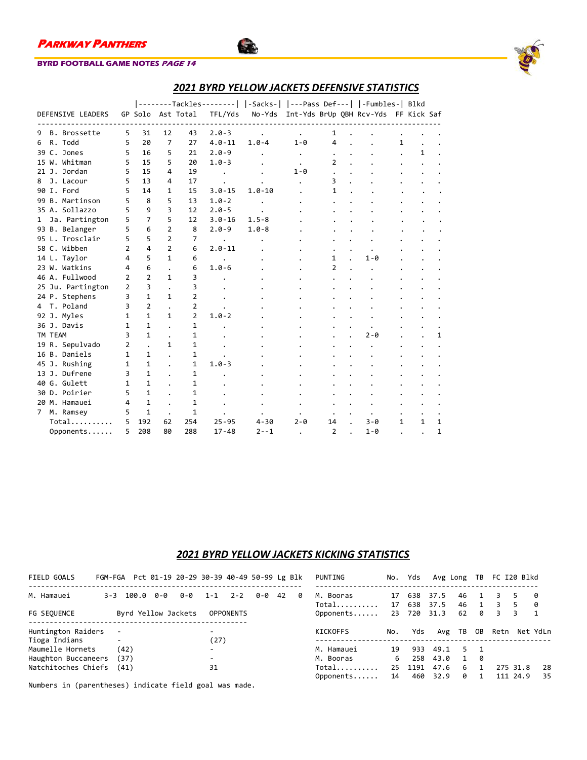## 2021 BYRD YELLOW JACKETS DEFENSIVE STATISTICS

| DEFENSIVE LEADERS | GP | Tackles | | | | Sacks | Pass Def | | | Fumbles | | Blkd | |
|---|---|---|---|---|---|---|---|---|---|---|---|---|---|
| | | Solo | Ast | Total | TFL/Yds | No-Yds | Int-Yds | BrUp | QBH | Rcv-Yds | FF | Kick | Saf |
| 9 B. Brossette | 5 | 31 | 12 | 43 | 2.0-3 | . | . | 1 | . | . | . | . | . |
| 6 R. Todd | 5 | 20 | 7 | 27 | 4.0-11 | 1.0-4 | 1-0 | 4 | . | . | 1 | . | . |
| 39 C. Jones | 5 | 16 | 5 | 21 | 2.0-9 | . | . | . | . | . | . | 1 | . |
| 15 W. Whitman | 5 | 15 | 5 | 20 | 1.0-3 | . | . | 2 | . | . | . | . | . |
| 21 J. Jordan | 5 | 15 | 4 | 19 | . | . | 1-0 | . | . | . | . | . | . |
| 8 J. Lacour | 5 | 13 | 4 | 17 | . | . | . | 3 | . | . | . | . | . |
| 90 I. Ford | 5 | 14 | 1 | 15 | 3.0-15 | 1.0-10 | . | 1 | . | . | . | . | . |
| 99 B. Martinson | 5 | 8 | 5 | 13 | 1.0-2 | . | . | . | . | . | . | . | . |
| 35 A. Sollazzo | 5 | 9 | 3 | 12 | 2.0-5 | . | . | . | . | . | . | . | . |
| 1 Ja. Partington | 5 | 7 | 5 | 12 | 3.0-16 | 1.5-8 | . | . | . | . | . | . | . |
| 93 B. Belanger | 5 | 6 | 2 | 8 | 2.0-9 | 1.0-8 | . | . | . | . | . | . | . |
| 95 L. Trosclair | 5 | 5 | 2 | 7 | . | . | . | . | . | . | . | . | . |
| 58 C. Wibben | 2 | 4 | 2 | 6 | 2.0-11 | . | . | . | . | . | . | . | . |
| 14 L. Taylor | 4 | 5 | 1 | 6 | . | . | . | 1 | . | 1-0 | . | . | . |
| 23 W. Watkins | 4 | 6 | . | 6 | 1.0-6 | . | . | 2 | . | . | . | . | . |
| 46 A. Fullwood | 2 | 2 | 1 | 3 | . | . | . | . | . | . | . | . | . |
| 25 Ju. Partington | 2 | 3 | . | 3 | . | . | . | . | . | . | . | . | . |
| 24 P. Stephens | 3 | 1 | 1 | 2 | . | . | . | . | . | . | . | . | . |
| 4 T. Poland | 3 | 2 | . | 2 | . | . | . | . | . | . | . | . | . |
| 92 J. Myles | 1 | 1 | 1 | 2 | 1.0-2 | . | . | . | . | . | . | . | . |
| 36 J. Davis | 1 | 1 | . | 1 | . | . | . | . | . | . | . | . | . |
| TM TEAM | 3 | 1 | . | 1 | . | . | . | . | . | 2-0 | . | . | 1 |
| 19 R. Sepulvado | 2 | . | 1 | 1 | . | . | . | . | . | . | . | . | . |
| 16 B. Daniels | 1 | 1 | . | 1 | . | . | . | . | . | . | . | . | . |
| 45 J. Rushing | 1 | 1 | . | 1 | 1.0-3 | . | . | . | . | . | . | . | . |
| 13 J. Dufrene | 3 | 1 | . | 1 | . | . | . | . | . | . | . | . | . |
| 40 G. Gulett | 1 | 1 | . | 1 | . | . | . | . | . | . | . | . | . |
| 30 D. Poirier | 5 | 1 | . | 1 | . | . | . | . | . | . | . | . | . |
| 20 M. Hamauei | 4 | 1 | . | 1 | . | . | . | . | . | . | . | . | . |
| 7 M. Ramsey | 5 | 1 | . | 1 | . | . | . | . | . | . | . | . | . |
| Total.......... | 5 | 192 | 62 | 254 | 25-95 | 4-30 | 2-0 | 14 | . | 3-0 | 1 | 1 | 1 |
| Opponents...... | 5 | 208 | 80 | 288 | 17-48 | 2--1 | . | 2 | . | 1-0 | . | . | 1 |

## 2021 BYRD YELLOW JACKETS KICKING STATISTICS

| FIELD GOALS | FGM-FGA | Pct | 01-19 | 20-29 | 30-39 | 40-49 | 50-99 | Lg | Blk |
|---|---|---|---|---|---|---|---|---|---|
| M. Hamauei | 3-3 | 100.0 | 0-0 | 0-0 | 1-1 | 2-2 | 0-0 | 42 | 0 |

| FG SEQUENCE | Byrd Yellow Jackets | OPPONENTS |
|---|---|---|
| Huntington Raiders | - | - |
| Tioga Indians | - | (27) |
| Maumelle Hornets | (42) | - |
| Haughton Buccaneers | (37) | - |
| Natchitoches Chiefs | (41) | 31 |

Numbers in (parentheses) indicate field goal was made.

| PUNTING | No. | Yds | Avg | Long | TB | FC | I20 | Blkd |
|---|---|---|---|---|---|---|---|---|
| M. Booras | 17 | 638 | 37.5 | 46 | 1 | 3 | 5 | 0 |
| Total.......... | 17 | 638 | 37.5 | 46 | 1 | 3 | 5 | 0 |
| Opponents...... | 23 | 720 | 31.3 | 62 | 0 | 3 | 3 | 1 |

| KICKOFFS | No. | Yds | Avg | TB | OB | Retn | Net | YdLn |
|---|---|---|---|---|---|---|---|---|
| M. Hamauei | 19 | 933 | 49.1 | 5 | 1 | | | |
| M. Booras | 6 | 258 | 43.0 | 1 | 0 | | | |
| Total.......... | 25 | 1191 | 47.6 | 6 | 1 | 275 | 31.8 | 28 |
| Opponents...... | 14 | 460 | 32.9 | 0 | 1 | 111 | 24.9 | 35 |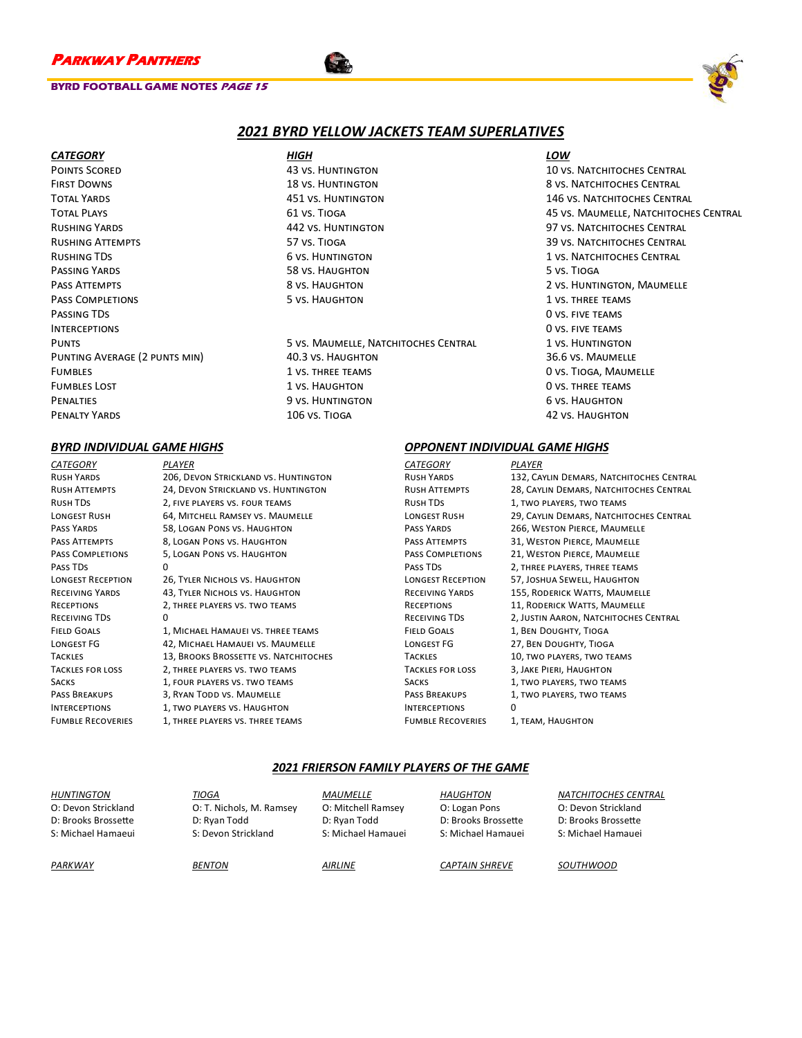## 2021 BYRD YELLOW JACKETS TEAM SUPERLATIVES

| CATEGORY | HIGH | LOW |
|---|---|---|
| Points Scored | 43 vs. Huntington | 10 vs. Natchitoches Central |
| First Downs | 18 vs. Huntington | 8 vs. Natchitoches Central |
| Total Yards | 451 vs. Huntington | 146 vs. Natchitoches Central |
| Total Plays | 61 vs. Tioga | 45 vs. Maumelle, Natchitoches Central |
| Rushing Yards | 442 vs. Huntington | 97 vs. Natchitoches Central |
| Rushing Attempts | 57 vs. Tioga | 39 vs. Natchitoches Central |
| Rushing TDs | 6 vs. Huntington | 1 vs. Natchitoches Central |
| Passing Yards | 58 vs. Haughton | 5 vs. Tioga |
| Pass Attempts | 8 vs. Haughton | 2 vs. Huntington, Maumelle |
| Pass Completions | 5 vs. Haughton | 1 vs. three teams |
| Passing TDs | | 0 vs. five teams |
| Interceptions | | 0 vs. five teams |
| Punts | 5 vs. Maumelle, Natchitoches Central | 1 vs. Huntington |
| Punting Average (2 punts min) | 40.3 vs. Haughton | 36.6 vs. Maumelle |
| Fumbles | 1 vs. three teams | 0 vs. Tioga, Maumelle |
| Fumbles Lost | 1 vs. Haughton | 0 vs. three teams |
| Penalties | 9 vs. Huntington | 6 vs. Haughton |
| Penalty Yards | 106 vs. Tioga | 42 vs. Haughton |

## BYRD INDIVIDUAL GAME HIGHS

| CATEGORY | PLAYER |
|---|---|
| Rush Yards | 206, Devon Strickland vs. Huntington |
| Rush Attempts | 24, Devon Strickland vs. Huntington |
| Rush TDs | 2, five players vs. four teams |
| Longest Rush | 64, Mitchell Ramsey vs. Maumelle |
| Pass Yards | 58, Logan Pons vs. Haughton |
| Pass Attempts | 8, Logan Pons vs. Haughton |
| Pass Completions | 5, Logan Pons vs. Haughton |
| Pass TDs | 0 |
| Longest Reception | 26, Tyler Nichols vs. Haughton |
| Receiving Yards | 43, Tyler Nichols vs. Haughton |
| Receptions | 2, three players vs. two teams |
| Receiving TDs | 0 |
| Field Goals | 1, Michael Hamauei vs. three teams |
| Longest FG | 42, Michael Hamauei vs. Maumelle |
| Tackles | 13, Brooks Brossette vs. Natchitoches |
| Tackles for Loss | 2, three players vs. two teams |
| Sacks | 1, four players vs. two teams |
| Pass Breakups | 3, Ryan Todd vs. Maumelle |
| Interceptions | 1, two players vs. Haughton |
| Fumble Recoveries | 1, three players vs. three teams |

## OPPONENT INDIVIDUAL GAME HIGHS

| CATEGORY | PLAYER |
|---|---|
| Rush Yards | 132, Caylin Demars, Natchitoches Central |
| Rush Attempts | 28, Caylin Demars, Natchitoches Central |
| Rush TDs | 1, two players, two teams |
| Longest Rush | 29, Caylin Demars, Natchitoches Central |
| Pass Yards | 266, Weston Pierce, Maumelle |
| Pass Attempts | 31, Weston Pierce, Maumelle |
| Pass Completions | 21, Weston Pierce, Maumelle |
| Pass TDs | 2, three players, three teams |
| Longest Reception | 57, Joshua Sewell, Haughton |
| Receiving Yards | 155, Roderick Watts, Maumelle |
| Receptions | 11, Roderick Watts, Maumelle |
| Receiving TDs | 2, Justin Aaron, Natchitoches Central |
| Field Goals | 1, Ben Doughty, Tioga |
| Longest FG | 27, Ben Doughty, Tioga |
| Tackles | 10, two players, two teams |
| Tackles for Loss | 3, Jake Pieri, Haughton |
| Sacks | 1, two players, two teams |
| Pass Breakups | 1, two players, two teams |
| Interceptions | 0 |
| Fumble Recoveries | 1, team, Haughton |

## 2021 FRIERSON FAMILY PLAYERS OF THE GAME

| HUNTINGTON | TIOGA | MAUMELLE | HAUGHTON | NATCHITOCHES CENTRAL |
|---|---|---|---|---|
| O: Devon Strickland | O: T. Nichols, M. Ramsey | O: Mitchell Ramsey | O: Logan Pons | O: Devon Strickland |
| D: Brooks Brossette | D: Ryan Todd | D: Ryan Todd | D: Brooks Brossette | D: Brooks Brossette |
| S: Michael Hamaeui | S: Devon Strickland | S: Michael Hamauei | S: Michael Hamauei | S: Michael Hamauei |

| PARKWAY | BENTON | AIRLINE | CAPTAIN SHREVE | SOUTHWOOD |
|---|---|---|---|---|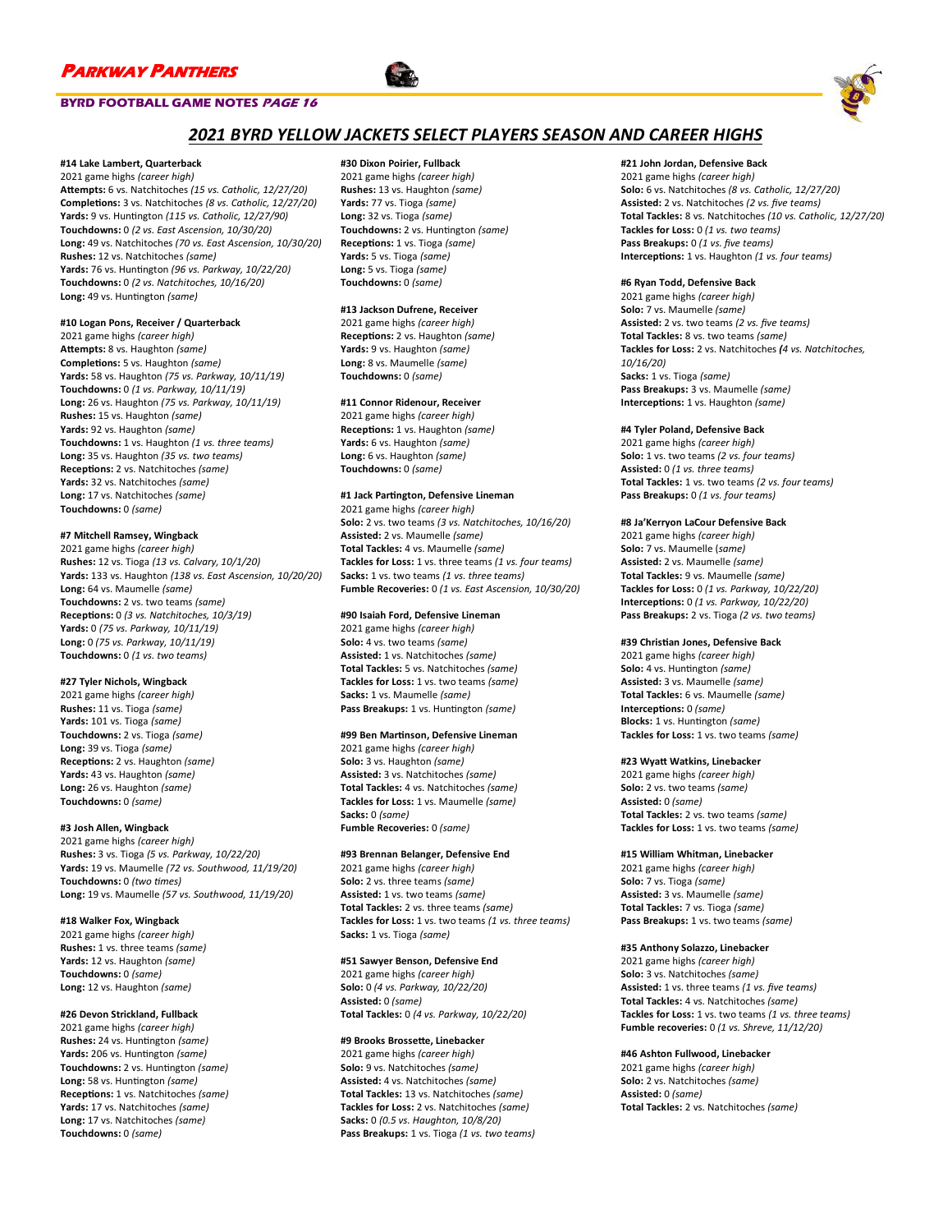## 2021 BYRD YELLOW JACKETS SELECT PLAYERS SEASON AND CAREER HIGHS

**#14 Lake Lambert, Quarterback**
2021 game highs *(career high)*
**Attempts:** 6 vs. Natchitoches *(15 vs. Catholic, 12/27/20)*
**Completions:** 3 vs. Natchitoches *(8 vs. Catholic, 12/27/20)*
**Yards:** 9 vs. Huntington *(115 vs. Catholic, 12/27/90)*
**Touchdowns:** 0 *(2 vs. East Ascension, 10/30/20)*
**Long:** 49 vs. Natchitoches *(70 vs. East Ascension, 10/30/20)*
**Rushes:** 12 vs. Natchitoches *(same)*
**Yards:** 76 vs. Huntington *(96 vs. Parkway, 10/22/20)*
**Touchdowns:** 0 *(2 vs. Natchitoches, 10/16/20)*
**Long:** 49 vs. Huntington *(same)*

**#10 Logan Pons, Receiver / Quarterback**
2021 game highs *(career high)*
**Attempts:** 8 vs. Haughton *(same)*
**Completions:** 5 vs. Haughton *(same)*
**Yards:** 58 vs. Haughton *(75 vs. Parkway, 10/11/19)*
**Touchdowns:** 0 *(1 vs. Parkway, 10/11/19)*
**Long:** 26 vs. Haughton *(75 vs. Parkway, 10/11/19)*
**Rushes:** 15 vs. Haughton *(same)*
**Yards:** 92 vs. Haughton *(same)*
**Touchdowns:** 1 vs. Haughton *(1 vs. three teams)*
**Long:** 35 vs. Haughton *(35 vs. two teams)*
**Receptions:** 2 vs. Natchitoches *(same)*
**Yards:** 32 vs. Natchitoches *(same)*
**Long:** 17 vs. Natchitoches *(same)*
**Touchdowns:** 0 *(same)*

**#7 Mitchell Ramsey, Wingback**
2021 game highs *(career high)*
**Rushes:** 12 vs. Tioga *(13 vs. Calvary, 10/1/20)*
**Yards:** 133 vs. Haughton *(138 vs. East Ascension, 10/20/20)*
**Long:** 64 vs. Maumelle *(same)*
**Touchdowns:** 2 vs. two teams *(same)*
**Receptions:** 0 *(3 vs. Natchitoches, 10/3/19)*
**Yards:** 0 *(75 vs. Parkway, 10/11/19)*
**Long:** 0 *(75 vs. Parkway, 10/11/19)*
**Touchdowns:** 0 *(1 vs. two teams)*

**#27 Tyler Nichols, Wingback**
2021 game highs *(career high)*
**Rushes:** 11 vs. Tioga *(same)*
**Yards:** 101 vs. Tioga *(same)*
**Touchdowns:** 2 vs. Tioga *(same)*
**Long:** 39 vs. Tioga *(same)*
**Receptions:** 2 vs. Haughton *(same)*
**Yards:** 43 vs. Haughton *(same)*
**Long:** 26 vs. Haughton *(same)*
**Touchdowns:** 0 *(same)*

**#3 Josh Allen, Wingback**
2021 game highs *(career high)*
**Rushes:** 3 vs. Tioga *(5 vs. Parkway, 10/22/20)*
**Yards:** 19 vs. Maumelle *(72 vs. Southwood, 11/19/20)*
**Touchdowns:** 0 *(two times)*
**Long:** 19 vs. Maumelle *(57 vs. Southwood, 11/19/20)*

**#18 Walker Fox, Wingback**
2021 game highs *(career high)*
**Rushes:** 1 vs. three teams *(same)*
**Yards:** 12 vs. Haughton *(same)*
**Touchdowns:** 0 *(same)*
**Long:** 12 vs. Haughton *(same)*

**#26 Devon Strickland, Fullback**
2021 game highs *(career high)*
**Rushes:** 24 vs. Huntington *(same)*
**Yards:** 206 vs. Huntington *(same)*
**Touchdowns:** 2 vs. Huntington *(same)*
**Long:** 58 vs. Huntington *(same)*
**Receptions:** 1 vs. Natchitoches *(same)*
**Yards:** 17 vs. Natchitoches *(same)*
**Long:** 17 vs. Natchitoches *(same)*
**Touchdowns:** 0 *(same)*

**#30 Dixon Poirier, Fullback**
2021 game highs *(career high)*
**Rushes:** 13 vs. Haughton *(same)*
**Yards:** 77 vs. Tioga *(same)*
**Long:** 32 vs. Tioga *(same)*
**Touchdowns:** 2 vs. Huntington *(same)*
**Receptions:** 1 vs. Tioga *(same)*
**Yards:** 5 vs. Tioga *(same)*
**Long:** 5 vs. Tioga *(same)*
**Touchdowns:** 0 *(same)*

**#13 Jackson Dufrene, Receiver**
2021 game highs *(career high)*
**Receptions:** 2 vs. Haughton *(same)*
**Yards:** 9 vs. Haughton *(same)*
**Long:** 8 vs. Maumelle *(same)*
**Touchdowns:** 0 *(same)*

**#11 Connor Ridenour, Receiver**
2021 game highs *(career high)*
**Receptions:** 1 vs. Haughton *(same)*
**Yards:** 6 vs. Haughton *(same)*
**Long:** 6 vs. Haughton *(same)*
**Touchdowns:** 0 *(same)*

**#1 Jack Partington, Defensive Lineman**
2021 game highs *(career high)*
**Solo:** 2 vs. two teams *(3 vs. Natchitoches, 10/16/20)*
**Assisted:** 2 vs. Maumelle *(same)*
**Total Tackles:** 4 vs. Maumelle *(same)*
**Tackles for Loss:** 1 vs. three teams *(1 vs. four teams)*
**Sacks:** 1 vs. two teams *(1 vs. three teams)*
**Fumble Recoveries:** 0 *(1 vs. East Ascension, 10/30/20)*

**#90 Isaiah Ford, Defensive Lineman**
2021 game highs *(career high)*
**Solo:** 4 vs. two teams *(same)*
**Assisted:** 1 vs. Natchitoches *(same)*
**Total Tackles:** 5 vs. Natchitoches *(same)*
**Tackles for Loss:** 1 vs. two teams *(same)*
**Sacks:** 1 vs. Maumelle *(same)*
**Pass Breakups:** 1 vs. Huntington *(same)*

**#99 Ben Martinson, Defensive Lineman**
2021 game highs *(career high)*
**Solo:** 3 vs. Haughton *(same)*
**Assisted:** 3 vs. Natchitoches *(same)*
**Total Tackles:** 4 vs. Natchitoches *(same)*
**Tackles for Loss:** 1 vs. Maumelle *(same)*
**Sacks:** 0 *(same)*
**Fumble Recoveries:** 0 *(same)*

**#93 Brennan Belanger, Defensive End**
2021 game highs *(career high)*
**Solo:** 2 vs. three teams *(same)*
**Assisted:** 1 vs. two teams *(same)*
**Total Tackles:** 2 vs. three teams *(same)*
**Tackles for Loss:** 1 vs. two teams *(1 vs. three teams)*
**Sacks:** 1 vs. Tioga *(same)*

**#51 Sawyer Benson, Defensive End**
2021 game highs *(career high)*
**Solo:** 0 *(4 vs. Parkway, 10/22/20)*
**Assisted:** 0 *(same)*
**Total Tackles:** 0 *(4 vs. Parkway, 10/22/20)*

**#9 Brooks Brossette, Linebacker**
2021 game highs *(career high)*
**Solo:** 9 vs. Natchitoches *(same)*
**Assisted:** 4 vs. Natchitoches *(same)*
**Total Tackles:** 13 vs. Natchitoches *(same)*
**Tackles for Loss:** 2 vs. Natchitoches *(same)*
**Sacks:** 0 *(0.5 vs. Haughton, 10/8/20)*
**Pass Breakups:** 1 vs. Tioga *(1 vs. two teams)*

**#21 John Jordan, Defensive Back**
2021 game highs *(career high)*
**Solo:** 6 vs. Natchitoches *(8 vs. Catholic, 12/27/20)*
**Assisted:** 2 vs. Natchitoches *(2 vs. five teams)*
**Total Tackles:** 8 vs. Natchitoches *(10 vs. Catholic, 12/27/20)*
**Tackles for Loss:** 0 *(1 vs. two teams)*
**Pass Breakups:** 0 *(1 vs. five teams)*
**Interceptions:** 1 vs. Haughton *(1 vs. four teams)*

**#6 Ryan Todd, Defensive Back**
2021 game highs *(career high)*
**Solo:** 7 vs. Maumelle *(same)*
**Assisted:** 2 vs. two teams *(2 vs. five teams)*
**Total Tackles:** 8 vs. two teams *(same)*
**Tackles for Loss:** 2 vs. Natchitoches *(4 vs. Natchitoches, 10/16/20)*
**Sacks:** 1 vs. Tioga *(same)*
**Pass Breakups:** 3 vs. Maumelle *(same)*
**Interceptions:** 1 vs. Haughton *(same)*

**#4 Tyler Poland, Defensive Back**
2021 game highs *(career high)*
**Solo:** 1 vs. two teams *(2 vs. four teams)*
**Assisted:** 0 *(1 vs. three teams)*
**Total Tackles:** 1 vs. two teams *(2 vs. four teams)*
**Pass Breakups:** 0 *(1 vs. four teams)*

**#8 Ja'Kerryon LaCour Defensive Back**
2021 game highs *(career high)*
**Solo:** 7 vs. Maumelle *(same)*
**Assisted:** 2 vs. Maumelle *(same)*
**Total Tackles:** 9 vs. Maumelle *(same)*
**Tackles for Loss:** 0 *(1 vs. Parkway, 10/22/20)*
**Interceptions:** 0 *(1 vs. Parkway, 10/22/20)*
**Pass Breakups:** 2 vs. Tioga *(2 vs. two teams)*

**#39 Christian Jones, Defensive Back**
2021 game highs *(career high)*
**Solo:** 4 vs. Huntington *(same)*
**Assisted:** 3 vs. Maumelle *(same)*
**Total Tackles:** 6 vs. Maumelle *(same)*
**Interceptions:** 0 *(same)*
**Blocks:** 1 vs. Huntington *(same)*
**Tackles for Loss:** 1 vs. two teams *(same)*

**#23 Wyatt Watkins, Linebacker**
2021 game highs *(career high)*
**Solo:** 2 vs. two teams *(same)*
**Assisted:** 0 *(same)*
**Total Tackles:** 2 vs. two teams *(same)*
**Tackles for Loss:** 1 vs. two teams *(same)*

**#15 William Whitman, Linebacker**
2021 game highs *(career high)*
**Solo:** 7 vs. Tioga *(same)*
**Assisted:** 3 vs. Maumelle *(same)*
**Total Tackles:** 7 vs. Tioga *(same)*
**Pass Breakups:** 1 vs. two teams *(same)*

**#35 Anthony Solazzo, Linebacker**
2021 game highs *(career high)*
**Solo:** 3 vs. Natchitoches *(same)*
**Assisted:** 1 vs. three teams *(1 vs. five teams)*
**Total Tackles:** 4 vs. Natchitoches *(same)*
**Tackles for Loss:** 1 vs. two teams *(1 vs. three teams)*
**Fumble recoveries:** 0 *(1 vs. Shreve, 11/12/20)*

**#46 Ashton Fullwood, Linebacker**
2021 game highs *(career high)*
**Solo:** 2 vs. Natchitoches *(same)*
**Assisted:** 0 *(same)*
**Total Tackles:** 2 vs. Natchitoches *(same)*